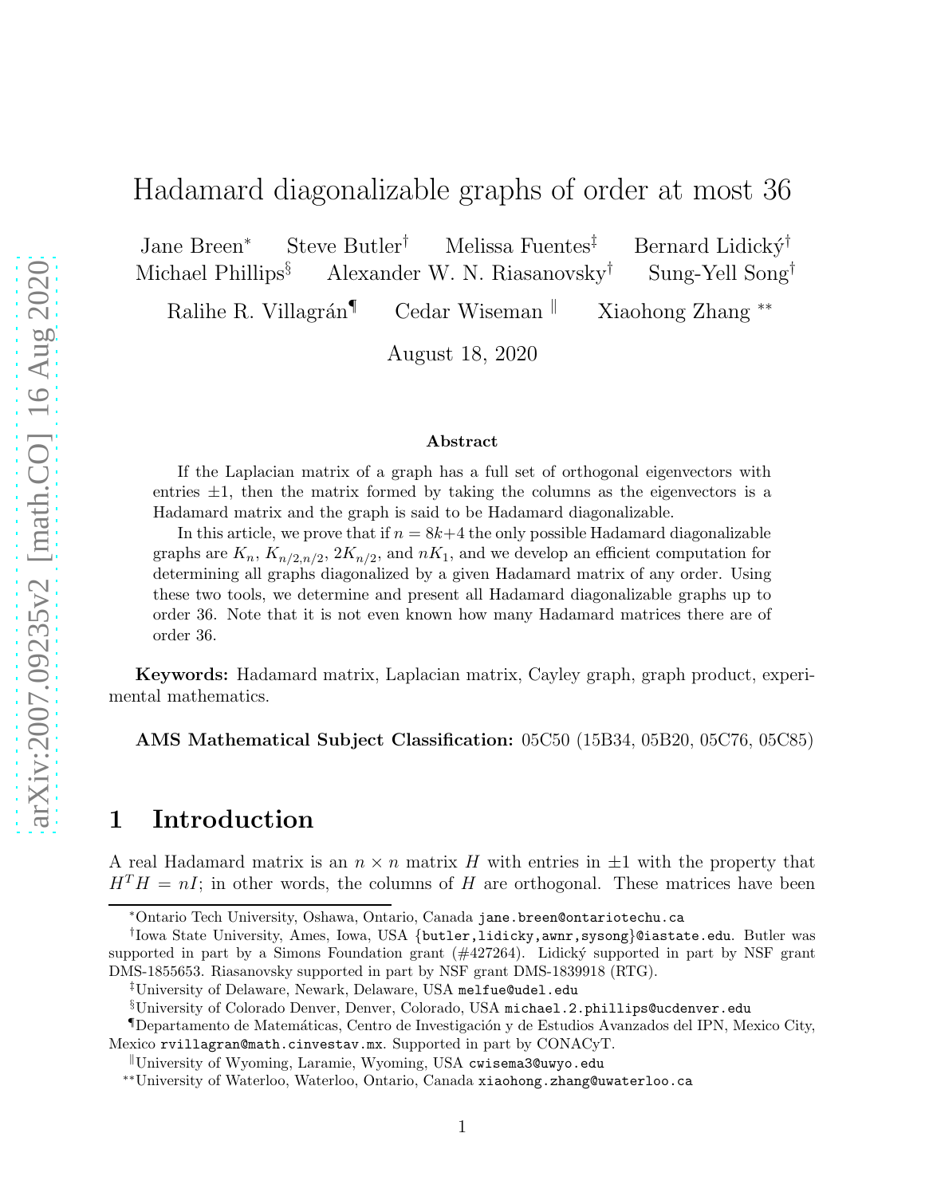# Hadamard diagonalizable graphs of order at most 36

Jane Breen* Steve Butler† Melissa Fuentes‡ Bernard Lidický†
Michael Phillips§ Alexander W. N. Riasanovsky† Sung-Yell Song†
Ralihe R. Villagrán¶ Cedar Wiseman‖ Xiaohong Zhang**

August 18, 2020

### Abstract

If the Laplacian matrix of a graph has a full set of orthogonal eigenvectors with entries $\pm 1$, then the matrix formed by taking the columns as the eigenvectors is a Hadamard matrix and the graph is said to be Hadamard diagonalizable.

In this article, we prove that if $n = 8k+4$ the only possible Hadamard diagonalizable graphs are $K_n$, $K_{n/2,n/2}$, $2K_{n/2}$, and $nK_1$, and we develop an efficient computation for determining all graphs diagonalized by a given Hadamard matrix of any order. Using these two tools, we determine and present all Hadamard diagonalizable graphs up to order 36. Note that it is not even known how many Hadamard matrices there are of order 36.

**Keywords:** Hadamard matrix, Laplacian matrix, Cayley graph, graph product, experimental mathematics.

**AMS Mathematical Subject Classification:** 05C50 (15B34, 05B20, 05C76, 05C85)

## 1 Introduction

A real Hadamard matrix is an $n \times n$ matrix $H$ with entries in $\pm 1$ with the property that $H^T H = nI$; in other words, the columns of $H$ are orthogonal. These matrices have been

*Ontario Tech University, Oshawa, Ontario, Canada jane.breen@ontariotechu.ca

†Iowa State University, Ames, Iowa, USA {butler,lidicky,awnr,sysong}@iastate.edu. Butler was supported in part by a Simons Foundation grant (#427264). Lidický supported in part by NSF grant DMS-1855653. Riasanovsky supported in part by NSF grant DMS-1839918 (RTG).

‡University of Delaware, Newark, Delaware, USA melfue@udel.edu

§University of Colorado Denver, Denver, Colorado, USA michael.2.phillips@ucdenver.edu

¶Departamento de Matemáticas, Centro de Investigación y de Estudios Avanzados del IPN, Mexico City, Mexico rvillagran@math.cinvestav.mx. Supported in part by CONACyT.

‖University of Wyoming, Laramie, Wyoming, USA cwisema3@uwyo.edu

**University of Waterloo, Waterloo, Ontario, Canada xiaohong.zhang@uwaterloo.ca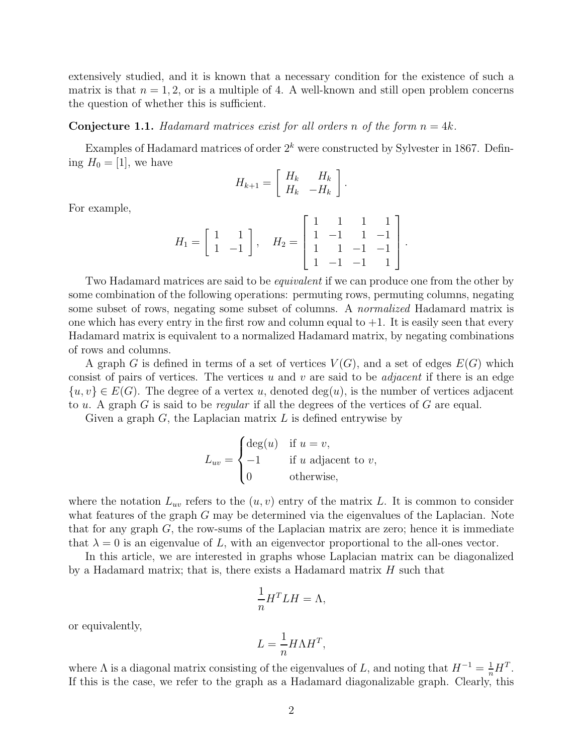extensively studied, and it is known that a necessary condition for the existence of such a matrix is that $n = 1, 2$, or is a multiple of 4. A well-known and still open problem concerns the question of whether this is sufficient.

**Conjecture 1.1.** *Hadamard matrices exist for all orders $n$ of the form $n = 4k$.*

Examples of Hadamard matrices of order $2^k$ were constructed by Sylvester in 1867. Defining $H_0 = [1]$, we have

$$H_{k+1} = \begin{bmatrix} H_k & H_k \\ H_k & -H_k \end{bmatrix}.$$

For example,

$$H_1 = \begin{bmatrix} 1 & 1 \\ 1 & -1 \end{bmatrix}, \quad H_2 = \begin{bmatrix} 1 & 1 & 1 & 1 \\ 1 & -1 & 1 & -1 \\ 1 & 1 & -1 & -1 \\ 1 & -1 & -1 & 1 \end{bmatrix}.$$

Two Hadamard matrices are said to be *equivalent* if we can produce one from the other by some combination of the following operations: permuting rows, permuting columns, negating some subset of rows, negating some subset of columns. A *normalized* Hadamard matrix is one which has every entry in the first row and column equal to $+1$. It is easily seen that every Hadamard matrix is equivalent to a normalized Hadamard matrix, by negating combinations of rows and columns.

A graph $G$ is defined in terms of a set of vertices $V(G)$, and a set of edges $E(G)$ which consist of pairs of vertices. The vertices $u$ and $v$ are said to be *adjacent* if there is an edge $\{u, v\} \in E(G)$. The degree of a vertex $u$, denoted $\deg(u)$, is the number of vertices adjacent to $u$. A graph $G$ is said to be *regular* if all the degrees of the vertices of $G$ are equal.

Given a graph $G$, the Laplacian matrix $L$ is defined entrywise by

$$L_{uv} = \begin{cases} \deg(u) & \text{if } u = v, \\ -1 & \text{if } u \text{ adjacent to } v, \\ 0 & \text{otherwise,} \end{cases}$$

where the notation $L_{uv}$ refers to the $(u, v)$ entry of the matrix $L$. It is common to consider what features of the graph $G$ may be determined via the eigenvalues of the Laplacian. Note that for any graph $G$, the row-sums of the Laplacian matrix are zero; hence it is immediate that $\lambda = 0$ is an eigenvalue of $L$, with an eigenvector proportional to the all-ones vector.

In this article, we are interested in graphs whose Laplacian matrix can be diagonalized by a Hadamard matrix; that is, there exists a Hadamard matrix $H$ such that

$$\frac{1}{n} H^T L H = \Lambda,$$

or equivalently,

$$L = \frac{1}{n} H \Lambda H^T,$$

where $\Lambda$ is a diagonal matrix consisting of the eigenvalues of $L$, and noting that $H^{-1} = \frac{1}{n} H^T$. If this is the case, we refer to the graph as a Hadamard diagonalizable graph. Clearly, this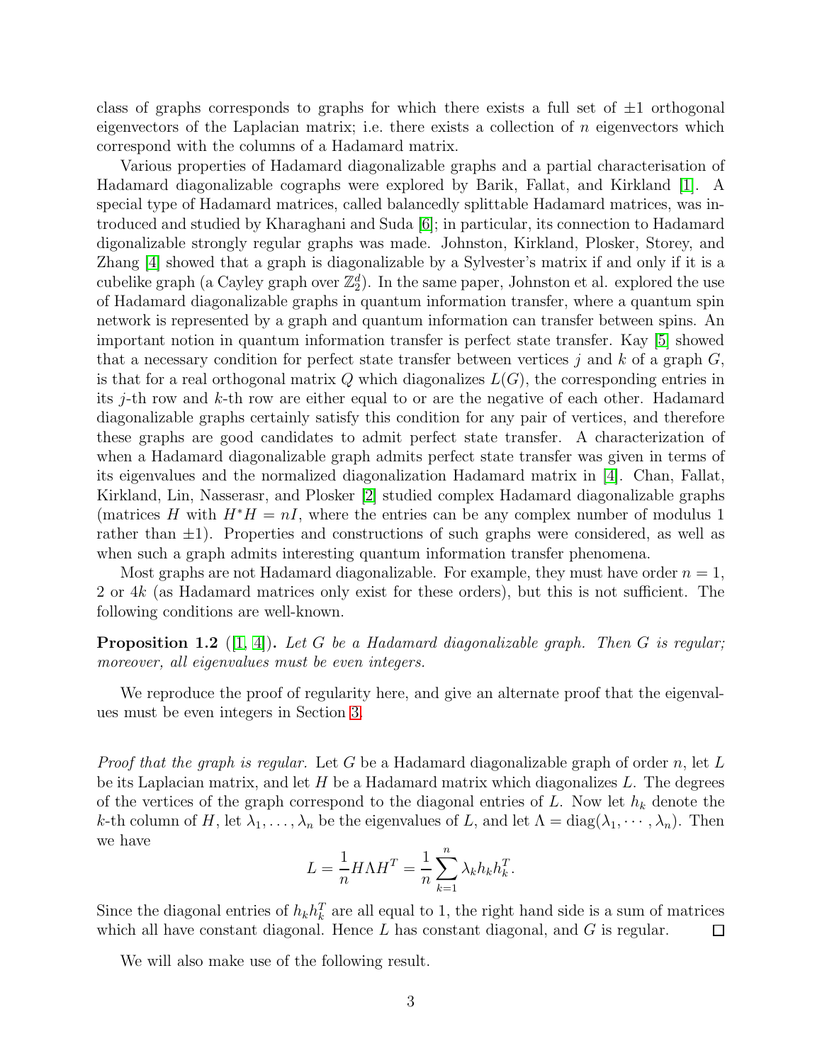class of graphs corresponds to graphs for which there exists a full set of $\pm 1$ orthogonal eigenvectors of the Laplacian matrix; i.e. there exists a collection of $n$ eigenvectors which correspond with the columns of a Hadamard matrix.

Various properties of Hadamard diagonalizable graphs and a partial characterisation of Hadamard diagonalizable cographs were explored by Barik, Fallat, and Kirkland [1]. A special type of Hadamard matrices, called balancedly splittable Hadamard matrices, was introduced and studied by Kharaghani and Suda [6]; in particular, its connection to Hadamard digonalizable strongly regular graphs was made. Johnston, Kirkland, Plosker, Storey, and Zhang [4] showed that a graph is diagonalizable by a Sylvester's matrix if and only if it is a cubelike graph (a Cayley graph over $\mathbb{Z}_2^d$). In the same paper, Johnston et al. explored the use of Hadamard diagonalizable graphs in quantum information transfer, where a quantum spin network is represented by a graph and quantum information can transfer between spins. An important notion in quantum information transfer is perfect state transfer. Kay [5] showed that a necessary condition for perfect state transfer between vertices $j$ and $k$ of a graph $G$, is that for a real orthogonal matrix $Q$ which diagonalizes $L(G)$, the corresponding entries in its $j$-th row and $k$-th row are either equal to or are the negative of each other. Hadamard diagonalizable graphs certainly satisfy this condition for any pair of vertices, and therefore these graphs are good candidates to admit perfect state transfer. A characterization of when a Hadamard diagonalizable graph admits perfect state transfer was given in terms of its eigenvalues and the normalized diagonalization Hadamard matrix in [4]. Chan, Fallat, Kirkland, Lin, Nasserasr, and Plosker [2] studied complex Hadamard diagonalizable graphs (matrices $H$ with $H^*H = nI$, where the entries can be any complex number of modulus 1 rather than $\pm 1$). Properties and constructions of such graphs were considered, as well as when such a graph admits interesting quantum information transfer phenomena.

Most graphs are not Hadamard diagonalizable. For example, they must have order $n = 1$, 2 or $4k$ (as Hadamard matrices only exist for these orders), but this is not sufficient. The following conditions are well-known.

**Proposition 1.2** ([1, 4]). *Let $G$ be a Hadamard diagonalizable graph. Then $G$ is regular; moreover, all eigenvalues must be even integers.*

We reproduce the proof of regularity here, and give an alternate proof that the eigenvalues must be even integers in Section 3.

*Proof that the graph is regular.* Let $G$ be a Hadamard diagonalizable graph of order $n$, let $L$ be its Laplacian matrix, and let $H$ be a Hadamard matrix which diagonalizes $L$. The degrees of the vertices of the graph correspond to the diagonal entries of $L$. Now let $h_k$ denote the $k$-th column of $H$, let $\lambda_1, \dots, \lambda_n$ be the eigenvalues of $L$, and let $\Lambda = \operatorname{diag}(\lambda_1, \cdots, \lambda_n)$. Then we have

$$L = \frac{1}{n} H \Lambda H^T = \frac{1}{n} \sum_{k=1}^{n} \lambda_k h_k h_k^T.$$

Since the diagonal entries of $h_k h_k^T$ are all equal to 1, the right hand side is a sum of matrices which all have constant diagonal. Hence $L$ has constant diagonal, and $G$ is regular. $\square$

We will also make use of the following result.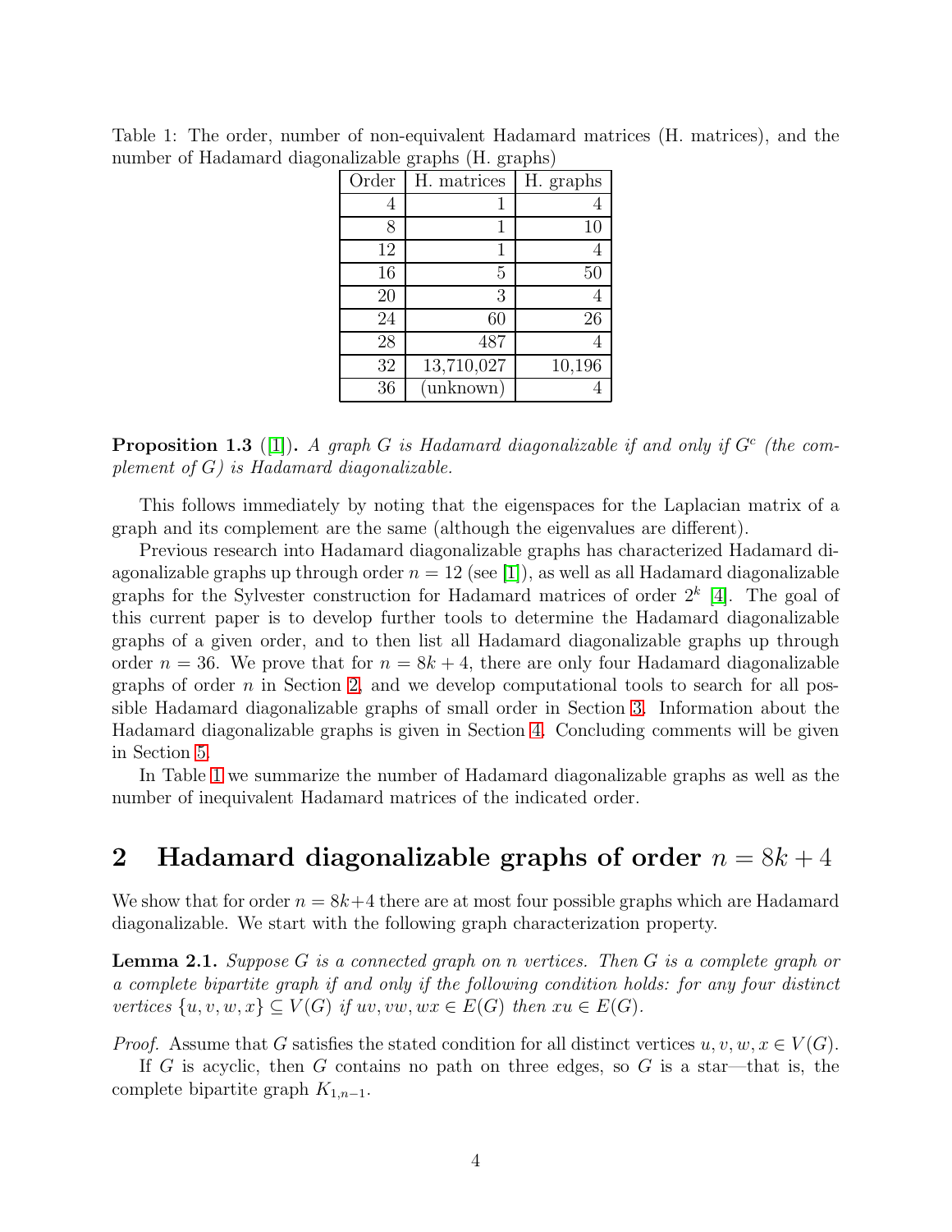Table 1: The order, number of non-equivalent Hadamard matrices (H. matrices), and the number of Hadamard diagonalizable graphs (H. graphs)

| Order | H. matrices | H. graphs |
|---|---|---|
| 4 | 1 | 4 |
| 8 | 1 | 10 |
| 12 | 1 | 4 |
| 16 | 5 | 50 |
| 20 | 3 | 4 |
| 24 | 60 | 26 |
| 28 | 487 | 4 |
| 32 | 13,710,027 | 10,196 |
| 36 | (unknown) | 4 |

**Proposition 1.3** ([1]). *A graph $G$ is Hadamard diagonalizable if and only if $G^c$ (the complement of $G$) is Hadamard diagonalizable.*

This follows immediately by noting that the eigenspaces for the Laplacian matrix of a graph and its complement are the same (although the eigenvalues are different).

Previous research into Hadamard diagonalizable graphs has characterized Hadamard diagonalizable graphs up through order $n = 12$ (see [1]), as well as all Hadamard diagonalizable graphs for the Sylvester construction for Hadamard matrices of order $2^k$ [4]. The goal of this current paper is to develop further tools to determine the Hadamard diagonalizable graphs of a given order, and to then list all Hadamard diagonalizable graphs up through order $n = 36$. We prove that for $n = 8k + 4$, there are only four Hadamard diagonalizable graphs of order $n$ in Section 2, and we develop computational tools to search for all possible Hadamard diagonalizable graphs of small order in Section 3. Information about the Hadamard diagonalizable graphs is given in Section 4. Concluding comments will be given in Section 5.

In Table 1 we summarize the number of Hadamard diagonalizable graphs as well as the number of inequivalent Hadamard matrices of the indicated order.

## 2 Hadamard diagonalizable graphs of order $n = 8k + 4$

We show that for order $n = 8k+4$ there are at most four possible graphs which are Hadamard diagonalizable. We start with the following graph characterization property.

**Lemma 2.1.** *Suppose $G$ is a connected graph on $n$ vertices. Then $G$ is a complete graph or a complete bipartite graph if and only if the following condition holds: for any four distinct vertices $\{u, v, w, x\} \subseteq V(G)$ if $uv, vw, wx \in E(G)$ then $xu \in E(G)$.*

*Proof.* Assume that $G$ satisfies the stated condition for all distinct vertices $u, v, w, x \in V(G)$.

If $G$ is acyclic, then $G$ contains no path on three edges, so $G$ is a star—that is, the complete bipartite graph $K_{1,n-1}$.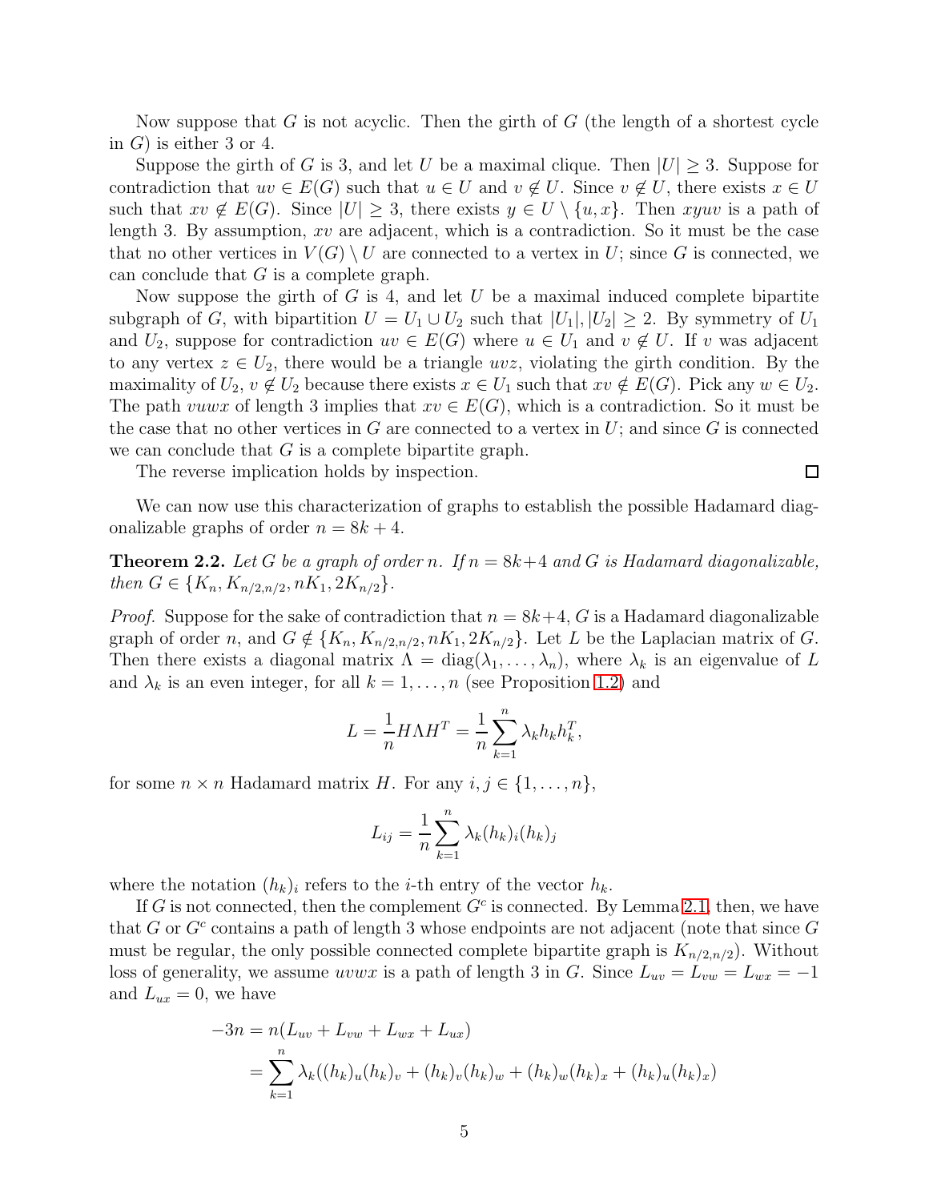Now suppose that $G$ is not acyclic. Then the girth of $G$ (the length of a shortest cycle in $G$) is either 3 or 4.

Suppose the girth of $G$ is 3, and let $U$ be a maximal clique. Then $|U| \geq 3$. Suppose for contradiction that $uv \in E(G)$ such that $u \in U$ and $v \notin U$. Since $v \notin U$, there exists $x \in U$ such that $xv \notin E(G)$. Since $|U| \geq 3$, there exists $y \in U \setminus \{u, x\}$. Then $xyuv$ is a path of length 3. By assumption, $xv$ are adjacent, which is a contradiction. So it must be the case that no other vertices in $V(G) \setminus U$ are connected to a vertex in $U$; since $G$ is connected, we can conclude that $G$ is a complete graph.

Now suppose the girth of $G$ is 4, and let $U$ be a maximal induced complete bipartite subgraph of $G$, with bipartition $U = U_1 \cup U_2$ such that $|U_1|, |U_2| \geq 2$. By symmetry of $U_1$ and $U_2$, suppose for contradiction $uv \in E(G)$ where $u \in U_1$ and $v \notin U$. If $v$ was adjacent to any vertex $z \in U_2$, there would be a triangle $uvz$, violating the girth condition. By the maximality of $U_2$, $v \notin U_2$ because there exists $x \in U_1$ such that $xv \notin E(G)$. Pick any $w \in U_2$. The path $vuwx$ of length 3 implies that $xv \in E(G)$, which is a contradiction. So it must be the case that no other vertices in $G$ are connected to a vertex in $U$; and since $G$ is connected we can conclude that $G$ is a complete bipartite graph.

The reverse implication holds by inspection. $\square$

We can now use this characterization of graphs to establish the possible Hadamard diagonalizable graphs of order $n = 8k + 4$.

**Theorem 2.2.** *Let $G$ be a graph of order $n$. If $n = 8k+4$ and $G$ is Hadamard diagonalizable, then $G \in \{K_n, K_{n/2,n/2}, nK_1, 2K_{n/2}\}$.*

*Proof.* Suppose for the sake of contradiction that $n = 8k+4$, $G$ is a Hadamard diagonalizable graph of order $n$, and $G \notin \{K_n, K_{n/2,n/2}, nK_1, 2K_{n/2}\}$. Let $L$ be the Laplacian matrix of $G$. Then there exists a diagonal matrix $\Lambda = \text{diag}(\lambda_1, \ldots, \lambda_n)$, where $\lambda_k$ is an eigenvalue of $L$ and $\lambda_k$ is an even integer, for all $k = 1, \ldots, n$ (see Proposition 1.2) and

$$L = \frac{1}{n} H \Lambda H^T = \frac{1}{n} \sum_{k=1}^{n} \lambda_k h_k h_k^T,$$

for some $n \times n$ Hadamard matrix $H$. For any $i, j \in \{1, \ldots, n\}$,

$$L_{ij} = \frac{1}{n} \sum_{k=1}^{n} \lambda_k (h_k)_i (h_k)_j$$

where the notation $(h_k)_i$ refers to the $i$-th entry of the vector $h_k$.

If $G$ is not connected, then the complement $G^c$ is connected. By Lemma 2.1, then, we have that $G$ or $G^c$ contains a path of length 3 whose endpoints are not adjacent (note that since $G$ must be regular, the only possible connected complete bipartite graph is $K_{n/2,n/2}$). Without loss of generality, we assume $uvwx$ is a path of length 3 in $G$. Since $L_{uv} = L_{vw} = L_{wx} = -1$ and $L_{ux} = 0$, we have

$$\begin{aligned}
-3n &= n(L_{uv} + L_{vw} + L_{wx} + L_{ux}) \\
&= \sum_{k=1}^{n} \lambda_k ((h_k)_u (h_k)_v + (h_k)_v (h_k)_w + (h_k)_w (h_k)_x + (h_k)_u (h_k)_x)
\end{aligned}$$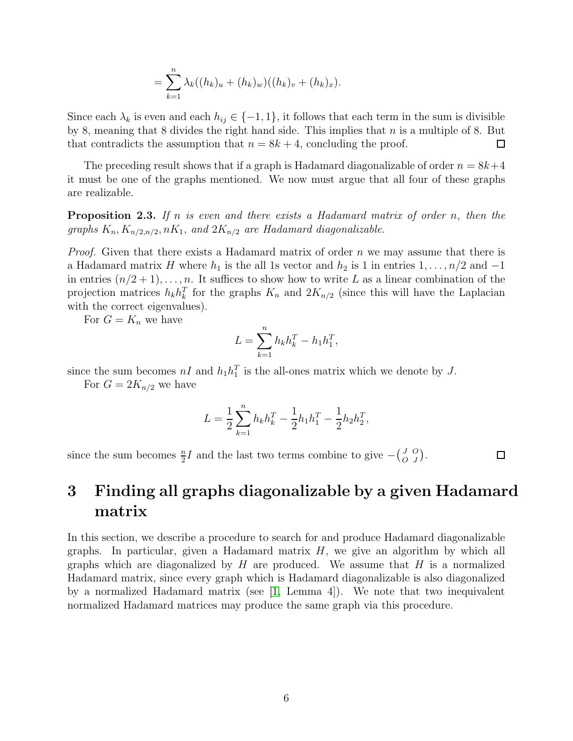$$= \sum_{k=1}^{n} \lambda_k((h_k)_u + (h_k)_w)((h_k)_v + (h_k)_x).$$

Since each $\lambda_k$ is even and each $h_{ij} \in \{-1, 1\}$, it follows that each term in the sum is divisible by 8, meaning that 8 divides the right hand side. This implies that $n$ is a multiple of 8. But that contradicts the assumption that $n = 8k + 4$, concluding the proof. □

The preceding result shows that if a graph is Hadamard diagonalizable of order $n = 8k+4$ it must be one of the graphs mentioned. We now must argue that all four of these graphs are realizable.

**Proposition 2.3.** *If $n$ is even and there exists a Hadamard matrix of order $n$, then the graphs $K_n, K_{n/2,n/2}, nK_1$, and $2K_{n/2}$ are Hadamard diagonalizable.*

*Proof.* Given that there exists a Hadamard matrix of order $n$ we may assume that there is a Hadamard matrix $H$ where $h_1$ is the all 1s vector and $h_2$ is 1 in entries $1, \ldots, n/2$ and $-1$ in entries $(n/2+1), \ldots, n$. It suffices to show how to write $L$ as a linear combination of the projection matrices $h_k h_k^T$ for the graphs $K_n$ and $2K_{n/2}$ (since this will have the Laplacian with the correct eigenvalues).

For $G = K_n$ we have

$$L = \sum_{k=1}^{n} h_k h_k^T - h_1 h_1^T,$$

since the sum becomes $nI$ and $h_1 h_1^T$ is the all-ones matrix which we denote by $J$.

For $G = 2K_{n/2}$ we have

$$L = \frac{1}{2}\sum_{k=1}^{n} h_k h_k^T - \frac{1}{2}h_1 h_1^T - \frac{1}{2}h_2 h_2^T,$$

since the sum becomes $\frac{n}{2}I$ and the last two terms combine to give $-\left(\begin{smallmatrix} J & O \\ O & J \end{smallmatrix}\right)$. □

# 3 Finding all graphs diagonalizable by a given Hadamard matrix

In this section, we describe a procedure to search for and produce Hadamard diagonalizable graphs. In particular, given a Hadamard matrix $H$, we give an algorithm by which all graphs which are diagonalized by $H$ are produced. We assume that $H$ is a normalized Hadamard matrix, since every graph which is Hadamard diagonalizable is also diagonalized by a normalized Hadamard matrix (see [1, Lemma 4]). We note that two inequivalent normalized Hadamard matrices may produce the same graph via this procedure.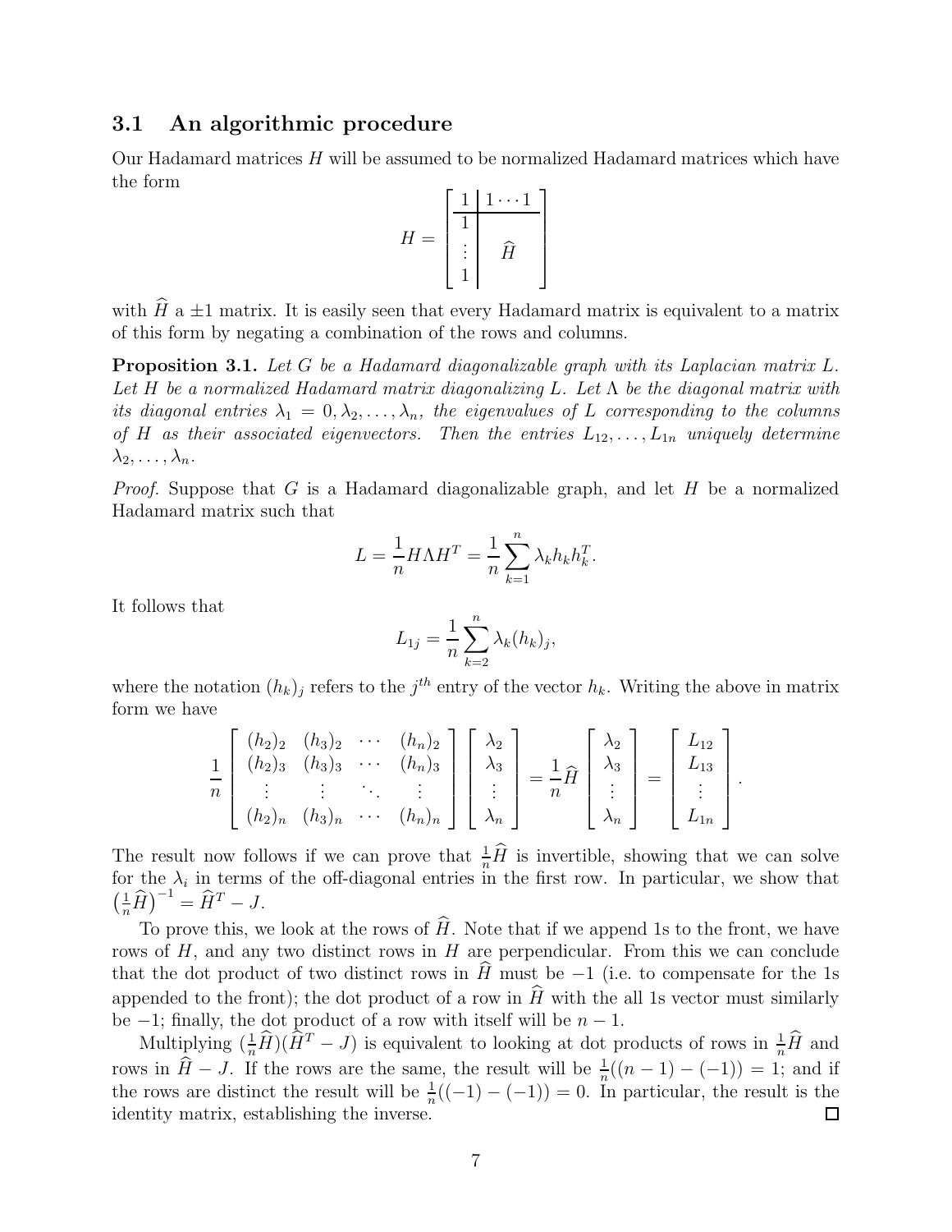### 3.1 An algorithmic procedure

Our Hadamard matrices $H$ will be assumed to be normalized Hadamard matrices which have the form

$$H = \left[ \begin{array}{c|c} 1 & 1 \cdots 1 \\ \hline 1 & \\ \vdots & \widehat{H} \\ 1 & \end{array} \right]$$

with $\widehat{H}$ a $\pm 1$ matrix. It is easily seen that every Hadamard matrix is equivalent to a matrix of this form by negating a combination of the rows and columns.

**Proposition 3.1.** *Let $G$ be a Hadamard diagonalizable graph with its Laplacian matrix $L$. Let $H$ be a normalized Hadamard matrix diagonalizing $L$. Let $\Lambda$ be the diagonal matrix with its diagonal entries $\lambda_1 = 0, \lambda_2, \ldots, \lambda_n$, the eigenvalues of $L$ corresponding to the columns of $H$ as their associated eigenvectors. Then the entries $L_{12}, \ldots, L_{1n}$ uniquely determine $\lambda_2, \ldots, \lambda_n$.*

*Proof.* Suppose that $G$ is a Hadamard diagonalizable graph, and let $H$ be a normalized Hadamard matrix such that

$$L = \frac{1}{n} H \Lambda H^T = \frac{1}{n} \sum_{k=1}^{n} \lambda_k h_k h_k^T.$$

It follows that

$$L_{1j} = \frac{1}{n} \sum_{k=2}^{n} \lambda_k (h_k)_j,$$

where the notation $(h_k)_j$ refers to the $j^{th}$ entry of the vector $h_k$. Writing the above in matrix form we have

$$\frac{1}{n} \begin{bmatrix} (h_2)_2 & (h_3)_2 & \cdots & (h_n)_2 \\ (h_2)_3 & (h_3)_3 & \cdots & (h_n)_3 \\ \vdots & \vdots & \ddots & \vdots \\ (h_2)_n & (h_3)_n & \cdots & (h_n)_n \end{bmatrix} \begin{bmatrix} \lambda_2 \\ \lambda_3 \\ \vdots \\ \lambda_n \end{bmatrix} = \frac{1}{n} \widehat{H} \begin{bmatrix} \lambda_2 \\ \lambda_3 \\ \vdots \\ \lambda_n \end{bmatrix} = \begin{bmatrix} L_{12} \\ L_{13} \\ \vdots \\ L_{1n} \end{bmatrix}.$$

The result now follows if we can prove that $\frac{1}{n}\widehat{H}$ is invertible, showing that we can solve for the $\lambda_i$ in terms of the off-diagonal entries in the first row. In particular, we show that $\left(\frac{1}{n}\widehat{H}\right)^{-1} = \widehat{H}^T - J$.

To prove this, we look at the rows of $\widehat{H}$. Note that if we append 1s to the front, we have rows of $H$, and any two distinct rows in $H$ are perpendicular. From this we can conclude that the dot product of two distinct rows in $\widehat{H}$ must be $-1$ (i.e. to compensate for the 1s appended to the front); the dot product of a row in $\widehat{H}$ with the all 1s vector must similarly be $-1$; finally, the dot product of a row with itself will be $n-1$.

Multiplying $(\frac{1}{n}\widehat{H})(\widehat{H}^T - J)$ is equivalent to looking at dot products of rows in $\frac{1}{n}\widehat{H}$ and rows in $\widehat{H} - J$. If the rows are the same, the result will be $\frac{1}{n}((n-1) - (-1)) = 1$; and if the rows are distinct the result will be $\frac{1}{n}((-1) - (-1)) = 0$. In particular, the result is the identity matrix, establishing the inverse. $\square$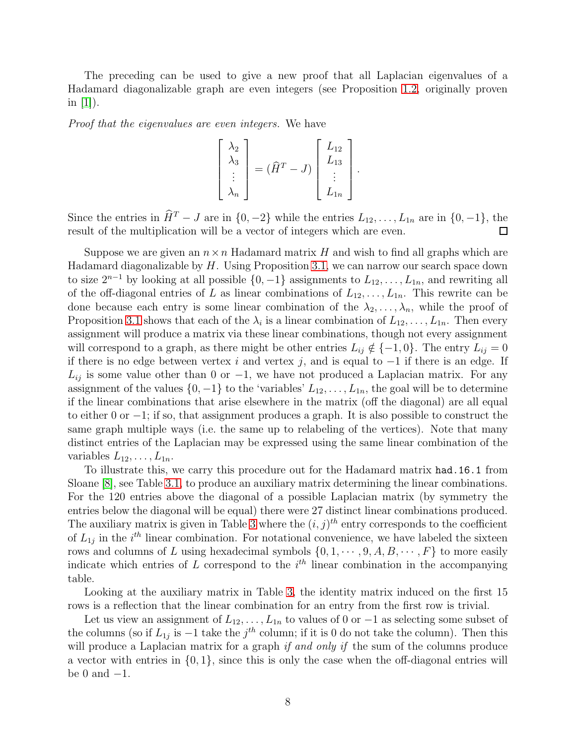The preceding can be used to give a new proof that all Laplacian eigenvalues of a Hadamard diagonalizable graph are even integers (see Proposition 1.2, originally proven in [1]).

*Proof that the eigenvalues are even integers.* We have

$$\begin{bmatrix} \lambda_2 \\ \lambda_3 \\ \vdots \\ \lambda_n \end{bmatrix} = (\widehat{H}^T - J) \begin{bmatrix} L_{12} \\ L_{13} \\ \vdots \\ L_{1n} \end{bmatrix}.$$

Since the entries in $\widehat{H}^T - J$ are in $\{0, -2\}$ while the entries $L_{12}, \ldots, L_{1n}$ are in $\{0, -1\}$, the result of the multiplication will be a vector of integers which are even. □

Suppose we are given an $n \times n$ Hadamard matrix $H$ and wish to find all graphs which are Hadamard diagonalizable by $H$. Using Proposition 3.1, we can narrow our search space down to size $2^{n-1}$ by looking at all possible $\{0, -1\}$ assignments to $L_{12}, \ldots, L_{1n}$, and rewriting all of the off-diagonal entries of $L$ as linear combinations of $L_{12}, \ldots, L_{1n}$. This rewrite can be done because each entry is some linear combination of the $\lambda_2, \ldots, \lambda_n$, while the proof of Proposition 3.1 shows that each of the $\lambda_i$ is a linear combination of $L_{12}, \ldots, L_{1n}$. Then every assignment will produce a matrix via these linear combinations, though not every assignment will correspond to a graph, as there might be other entries $L_{ij} \notin \{-1, 0\}$. The entry $L_{ij} = 0$ if there is no edge between vertex $i$ and vertex $j$, and is equal to $-1$ if there is an edge. If $L_{ij}$ is some value other than 0 or $-1$, we have not produced a Laplacian matrix. For any assignment of the values $\{0, -1\}$ to the 'variables' $L_{12}, \ldots, L_{1n}$, the goal will be to determine if the linear combinations that arise elsewhere in the matrix (off the diagonal) are all equal to either 0 or $-1$; if so, that assignment produces a graph. It is also possible to construct the same graph multiple ways (i.e. the same up to relabeling of the vertices). Note that many distinct entries of the Laplacian may be expressed using the same linear combination of the variables $L_{12}, \ldots, L_{1n}$.

To illustrate this, we carry this procedure out for the Hadamard matrix `had.16.1` from Sloane [8], see Table 3.1, to produce an auxiliary matrix determining the linear combinations. For the 120 entries above the diagonal of a possible Laplacian matrix (by symmetry the entries below the diagonal will be equal) there were 27 distinct linear combinations produced. The auxiliary matrix is given in Table 3 where the $(i, j)^{th}$ entry corresponds to the coefficient of $L_{1j}$ in the $i^{th}$ linear combination. For notational convenience, we have labeled the sixteen rows and columns of $L$ using hexadecimal symbols $\{0, 1, \cdots, 9, A, B, \cdots, F\}$ to more easily indicate which entries of $L$ correspond to the $i^{th}$ linear combination in the accompanying table.

Looking at the auxiliary matrix in Table 3, the identity matrix induced on the first 15 rows is a reflection that the linear combination for an entry from the first row is trivial.

Let us view an assignment of $L_{12}, \ldots, L_{1n}$ to values of 0 or $-1$ as selecting some subset of the columns (so if $L_{1j}$ is $-1$ take the $j^{th}$ column; if it is 0 do not take the column). Then this will produce a Laplacian matrix for a graph *if and only if* the sum of the columns produce a vector with entries in $\{0, 1\}$, since this is only the case when the off-diagonal entries will be 0 and $-1$.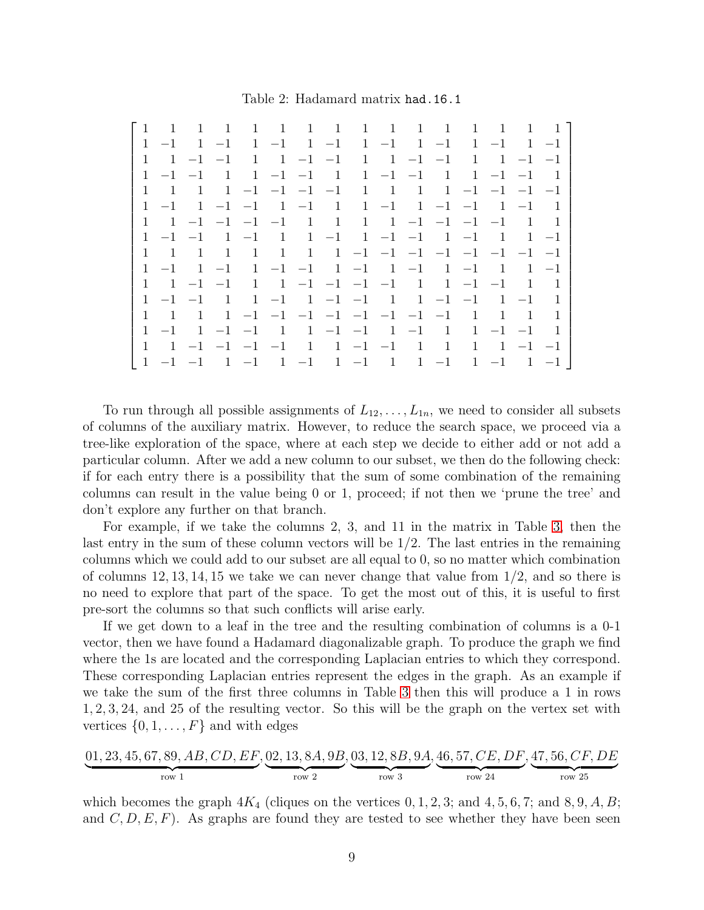Table 2: Hadamard matrix `had.16.1`

$$
\begin{bmatrix}
1 & 1 & 1 & 1 & 1 & 1 & 1 & 1 & 1 & 1 & 1 & 1 & 1 & 1 & 1 & 1 \\
1 & -1 & 1 & -1 & 1 & -1 & 1 & -1 & 1 & -1 & 1 & -1 & 1 & -1 & 1 & -1 \\
1 & 1 & -1 & -1 & 1 & 1 & -1 & -1 & 1 & 1 & -1 & -1 & 1 & 1 & -1 & -1 \\
1 & -1 & -1 & 1 & 1 & -1 & -1 & 1 & 1 & -1 & -1 & 1 & 1 & -1 & -1 & 1 \\
1 & 1 & 1 & 1 & -1 & -1 & -1 & -1 & 1 & 1 & 1 & 1 & -1 & -1 & -1 & -1 \\
1 & -1 & 1 & -1 & -1 & 1 & -1 & 1 & 1 & -1 & 1 & -1 & -1 & 1 & -1 & 1 \\
1 & 1 & -1 & -1 & -1 & -1 & 1 & 1 & 1 & 1 & -1 & -1 & -1 & -1 & 1 & 1 \\
1 & -1 & -1 & 1 & -1 & 1 & 1 & -1 & 1 & -1 & -1 & 1 & -1 & 1 & 1 & -1 \\
1 & 1 & 1 & 1 & 1 & 1 & 1 & 1 & -1 & -1 & -1 & -1 & -1 & -1 & -1 & -1 \\
1 & -1 & 1 & -1 & 1 & -1 & -1 & 1 & -1 & 1 & -1 & 1 & -1 & 1 & 1 & -1 \\
1 & 1 & -1 & -1 & 1 & 1 & -1 & -1 & -1 & -1 & 1 & 1 & -1 & -1 & 1 & 1 \\
1 & -1 & -1 & 1 & 1 & -1 & 1 & -1 & -1 & 1 & 1 & -1 & -1 & 1 & -1 & 1 \\
1 & 1 & 1 & 1 & -1 & -1 & -1 & -1 & -1 & -1 & -1 & -1 & 1 & 1 & 1 & 1 \\
1 & -1 & 1 & -1 & -1 & 1 & 1 & -1 & -1 & 1 & -1 & 1 & 1 & -1 & -1 & 1 \\
1 & 1 & -1 & -1 & -1 & -1 & 1 & 1 & -1 & -1 & 1 & 1 & 1 & 1 & -1 & -1 \\
1 & -1 & -1 & 1 & -1 & 1 & -1 & 1 & -1 & 1 & 1 & -1 & 1 & -1 & 1 & -1
\end{bmatrix}
$$

To run through all possible assignments of $L_{12}, \ldots, L_{1n}$, we need to consider all subsets of columns of the auxiliary matrix. However, to reduce the search space, we proceed via a tree-like exploration of the space, where at each step we decide to either add or not add a particular column. After we add a new column to our subset, we then do the following check: if for each entry there is a possibility that the sum of some combination of the remaining columns can result in the value being 0 or 1, proceed; if not then we 'prune the tree' and don't explore any further on that branch.

For example, if we take the columns 2, 3, and 11 in the matrix in Table 3, then the last entry in the sum of these column vectors will be $1/2$. The last entries in the remaining columns which we could add to our subset are all equal to 0, so no matter which combination of columns $12, 13, 14, 15$ we take we can never change that value from $1/2$, and so there is no need to explore that part of the space. To get the most out of this, it is useful to first pre-sort the columns so that such conflicts will arise early.

If we get down to a leaf in the tree and the resulting combination of columns is a 0-1 vector, then we have found a Hadamard diagonalizable graph. To produce the graph we find where the 1s are located and the corresponding Laplacian entries to which they correspond. These corresponding Laplacian entries represent the edges in the graph. As an example if we take the sum of the first three columns in Table 3 then this will produce a 1 in rows $1, 2, 3, 24$, and $25$ of the resulting vector. So this will be the graph on the vertex set with vertices $\{0, 1, \ldots, F\}$ and with edges

$$
\underbrace{01, 23, 45, 67, 89, AB, CD, EF}_{\text{row 1}}, \underbrace{02, 13, 8A, 9B}_{\text{row 2}}, \underbrace{03, 12, 8B, 9A}_{\text{row 3}}, \underbrace{46, 57, CE, DF}_{\text{row 24}}, \underbrace{47, 56, CF, DE}_{\text{row 25}}
$$

which becomes the graph $4K_4$ (cliques on the vertices $0, 1, 2, 3$; and $4, 5, 6, 7$; and $8, 9, A, B$; and $C, D, E, F$). As graphs are found they are tested to see whether they have been seen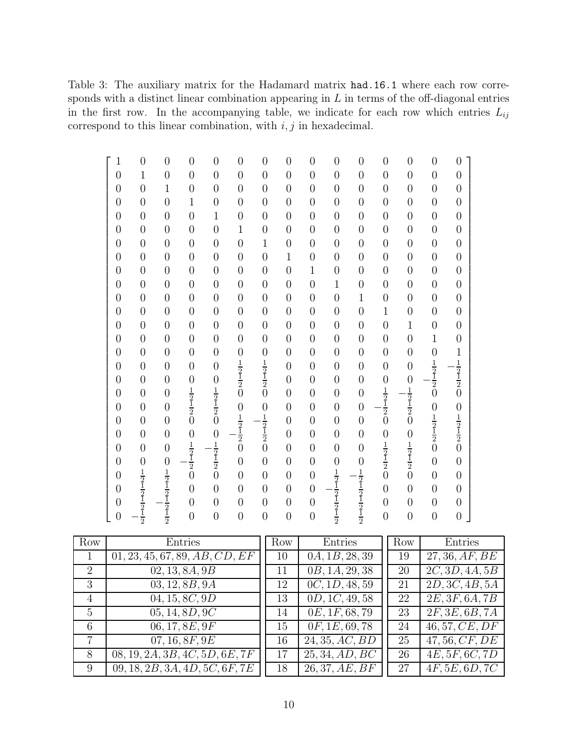Table 3: The auxiliary matrix for the Hadamard matrix `had.16.1` where each row corresponds with a distinct linear combination appearing in $L$ in terms of the off-diagonal entries in the first row. In the accompanying table, we indicate for each row which entries $L_{ij}$ correspond to this linear combination, with $i, j$ in hexadecimal.

$$
\begin{bmatrix}
1 & 0 & 0 & 0 & 0 & 0 & 0 & 0 & 0 & 0 & 0 & 0 & 0 & 0 & 0 \\
0 & 1 & 0 & 0 & 0 & 0 & 0 & 0 & 0 & 0 & 0 & 0 & 0 & 0 & 0 \\
0 & 0 & 1 & 0 & 0 & 0 & 0 & 0 & 0 & 0 & 0 & 0 & 0 & 0 & 0 \\
0 & 0 & 0 & 1 & 0 & 0 & 0 & 0 & 0 & 0 & 0 & 0 & 0 & 0 & 0 \\
0 & 0 & 0 & 0 & 1 & 0 & 0 & 0 & 0 & 0 & 0 & 0 & 0 & 0 & 0 \\
0 & 0 & 0 & 0 & 0 & 1 & 0 & 0 & 0 & 0 & 0 & 0 & 0 & 0 & 0 \\
0 & 0 & 0 & 0 & 0 & 0 & 1 & 0 & 0 & 0 & 0 & 0 & 0 & 0 & 0 \\
0 & 0 & 0 & 0 & 0 & 0 & 0 & 1 & 0 & 0 & 0 & 0 & 0 & 0 & 0 \\
0 & 0 & 0 & 0 & 0 & 0 & 0 & 0 & 1 & 0 & 0 & 0 & 0 & 0 & 0 \\
0 & 0 & 0 & 0 & 0 & 0 & 0 & 0 & 0 & 1 & 0 & 0 & 0 & 0 & 0 \\
0 & 0 & 0 & 0 & 0 & 0 & 0 & 0 & 0 & 0 & 1 & 0 & 0 & 0 & 0 \\
0 & 0 & 0 & 0 & 0 & 0 & 0 & 0 & 0 & 0 & 0 & 1 & 0 & 0 & 0 \\
0 & 0 & 0 & 0 & 0 & 0 & 0 & 0 & 0 & 0 & 0 & 0 & 1 & 0 & 0 \\
0 & 0 & 0 & 0 & 0 & 0 & 0 & 0 & 0 & 0 & 0 & 0 & 0 & 1 & 0 \\
0 & 0 & 0 & 0 & 0 & 0 & 0 & 0 & 0 & 0 & 0 & 0 & 0 & 0 & 1 \\
0 & 0 & 0 & 0 & 0 & \frac{1}{2} & \frac{1}{2} & 0 & 0 & 0 & 0 & 0 & 0 & \frac{1}{2} & -\frac{1}{2} \\
0 & 0 & 0 & 0 & 0 & \frac{1}{2} & \frac{1}{2} & 0 & 0 & 0 & 0 & 0 & 0 & -\frac{1}{2} & \frac{1}{2} \\
0 & 0 & 0 & \frac{1}{2} & \frac{1}{2} & 0 & 0 & 0 & 0 & 0 & 0 & \frac{1}{2} & -\frac{1}{2} & 0 & 0 \\
0 & 0 & 0 & \frac{1}{2} & \frac{1}{2} & 0 & 0 & 0 & 0 & 0 & 0 & -\frac{1}{2} & \frac{1}{2} & 0 & 0 \\
0 & 0 & 0 & 0 & 0 & \frac{1}{2} & -\frac{1}{2} & 0 & 0 & 0 & 0 & 0 & 0 & \frac{1}{2} & \frac{1}{2} \\
0 & 0 & 0 & 0 & 0 & -\frac{1}{2} & \frac{1}{2} & 0 & 0 & 0 & 0 & 0 & 0 & \frac{1}{2} & \frac{1}{2} \\
0 & 0 & 0 & \frac{1}{2} & -\frac{1}{2} & 0 & 0 & 0 & 0 & 0 & 0 & \frac{1}{2} & \frac{1}{2} & 0 & 0 \\
0 & 0 & 0 & -\frac{1}{2} & \frac{1}{2} & 0 & 0 & 0 & 0 & 0 & 0 & \frac{1}{2} & \frac{1}{2} & 0 & 0 \\
0 & \frac{1}{2} & \frac{1}{2} & 0 & 0 & 0 & 0 & 0 & 0 & \frac{1}{2} & -\frac{1}{2} & 0 & 0 & 0 & 0 \\
0 & \frac{1}{2} & \frac{1}{2} & 0 & 0 & 0 & 0 & 0 & 0 & -\frac{1}{2} & \frac{1}{2} & 0 & 0 & 0 & 0 \\
0 & \frac{1}{2} & -\frac{1}{2} & 0 & 0 & 0 & 0 & 0 & 0 & \frac{1}{2} & \frac{1}{2} & 0 & 0 & 0 & 0 \\
0 & -\frac{1}{2} & \frac{1}{2} & 0 & 0 & 0 & 0 & 0 & 0 & \frac{1}{2} & \frac{1}{2} & 0 & 0 & 0 & 0
\end{bmatrix}
$$

| Row | Entries | Row | Entries | Row | Entries |
|---|---|---|---|---|---|
| 1 | $01, 23, 45, 67, 89, AB, CD, EF$ | 10 | $0A, 1B, 28, 39$ | 19 | $27, 36, AF, BE$ |
| 2 | $02, 13, 8A, 9B$ | 11 | $0B, 1A, 29, 38$ | 20 | $2C, 3D, 4A, 5B$ |
| 3 | $03, 12, 8B, 9A$ | 12 | $0C, 1D, 48, 59$ | 21 | $2D, 3C, 4B, 5A$ |
| 4 | $04, 15, 8C, 9D$ | 13 | $0D, 1C, 49, 58$ | 22 | $2E, 3F, 6A, 7B$ |
| 5 | $05, 14, 8D, 9C$ | 14 | $0E, 1F, 68, 79$ | 23 | $2F, 3E, 6B, 7A$ |
| 6 | $06, 17, 8E, 9F$ | 15 | $0F, 1E, 69, 78$ | 24 | $46, 57, CE, DF$ |
| 7 | $07, 16, 8F, 9E$ | 16 | $24, 35, AC, BD$ | 25 | $47, 56, CF, DE$ |
| 8 | $08, 19, 2A, 3B, 4C, 5D, 6E, 7F$ | 17 | $25, 34, AD, BC$ | 26 | $4E, 5F, 6C, 7D$ |
| 9 | $09, 18, 2B, 3A, 4D, 5C, 6F, 7E$ | 18 | $26, 37, AE, BF$ | 27 | $4F, 5E, 6D, 7C$ |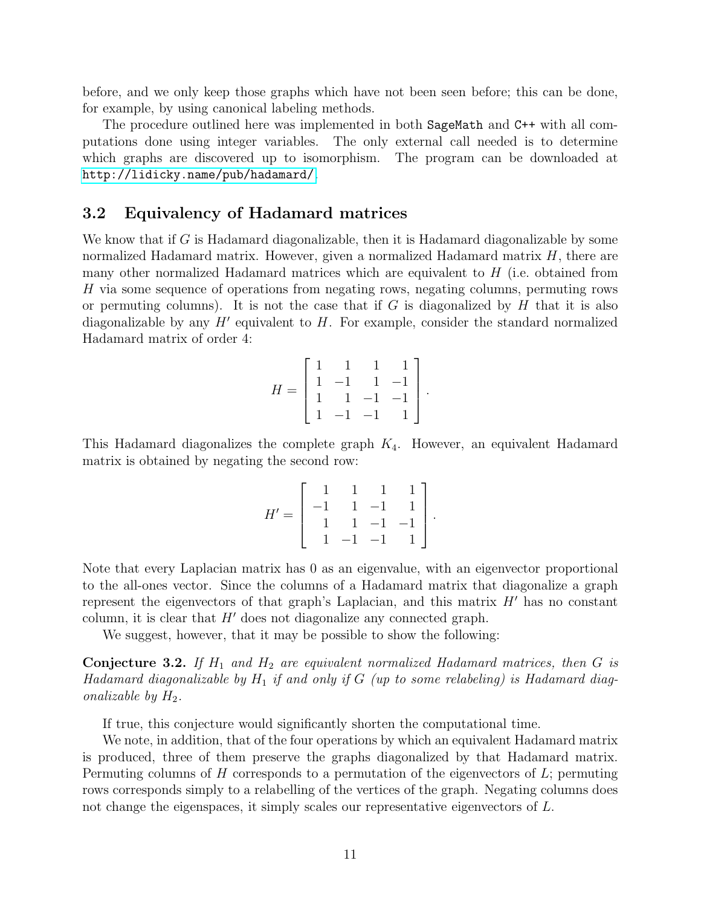before, and we only keep those graphs which have not been seen before; this can be done, for example, by using canonical labeling methods.

The procedure outlined here was implemented in both `SageMath` and `C++` with all computations done using integer variables. The only external call needed is to determine which graphs are discovered up to isomorphism. The program can be downloaded at http://lidicky.name/pub/hadamard/.

## 3.2 Equivalency of Hadamard matrices

We know that if $G$ is Hadamard diagonalizable, then it is Hadamard diagonalizable by some normalized Hadamard matrix. However, given a normalized Hadamard matrix $H$, there are many other normalized Hadamard matrices which are equivalent to $H$ (i.e. obtained from $H$ via some sequence of operations from negating rows, negating columns, permuting rows or permuting columns). It is not the case that if $G$ is diagonalized by $H$ that it is also diagonalizable by any $H'$ equivalent to $H$. For example, consider the standard normalized Hadamard matrix of order 4:

$$H = \begin{bmatrix} 1 & 1 & 1 & 1 \\ 1 & -1 & 1 & -1 \\ 1 & 1 & -1 & -1 \\ 1 & -1 & -1 & 1 \end{bmatrix}.$$

This Hadamard diagonalizes the complete graph $K_4$. However, an equivalent Hadamard matrix is obtained by negating the second row:

$$H' = \begin{bmatrix} 1 & 1 & 1 & 1 \\ -1 & 1 & -1 & 1 \\ 1 & 1 & -1 & -1 \\ 1 & -1 & -1 & 1 \end{bmatrix}.$$

Note that every Laplacian matrix has 0 as an eigenvalue, with an eigenvector proportional to the all-ones vector. Since the columns of a Hadamard matrix that diagonalize a graph represent the eigenvectors of that graph's Laplacian, and this matrix $H'$ has no constant column, it is clear that $H'$ does not diagonalize any connected graph.

We suggest, however, that it may be possible to show the following:

**Conjecture 3.2.** *If $H_1$ and $H_2$ are equivalent normalized Hadamard matrices, then $G$ is Hadamard diagonalizable by $H_1$ if and only if $G$ (up to some relabeling) is Hadamard diagonalizable by $H_2$.*

If true, this conjecture would significantly shorten the computational time.

We note, in addition, that of the four operations by which an equivalent Hadamard matrix is produced, three of them preserve the graphs diagonalized by that Hadamard matrix. Permuting columns of $H$ corresponds to a permutation of the eigenvectors of $L$; permuting rows corresponds simply to a relabelling of the vertices of the graph. Negating columns does not change the eigenspaces, it simply scales our representative eigenvectors of $L$.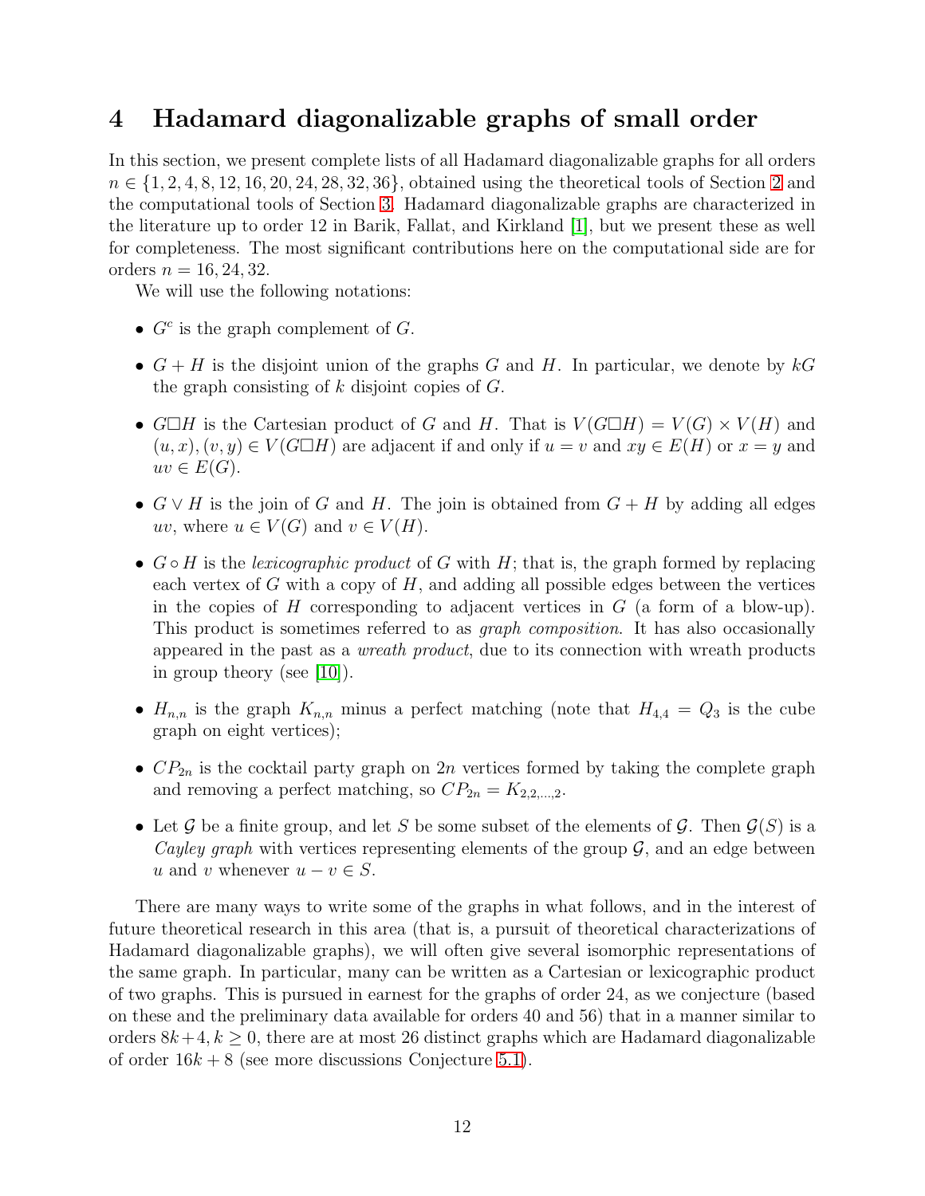## 4 Hadamard diagonalizable graphs of small order

In this section, we present complete lists of all Hadamard diagonalizable graphs for all orders $n \in \{1, 2, 4, 8, 12, 16, 20, 24, 28, 32, 36\}$, obtained using the theoretical tools of Section 2 and the computational tools of Section 3. Hadamard diagonalizable graphs are characterized in the literature up to order 12 in Barik, Fallat, and Kirkland [1], but we present these as well for completeness. The most significant contributions here on the computational side are for orders $n = 16, 24, 32$.

We will use the following notations:

- $G^c$ is the graph complement of $G$.
- $G + H$ is the disjoint union of the graphs $G$ and $H$. In particular, we denote by $kG$ the graph consisting of $k$ disjoint copies of $G$.
- $G \Box H$ is the Cartesian product of $G$ and $H$. That is $V(G \Box H) = V(G) \times V(H)$ and $(u, x), (v, y) \in V(G \Box H)$ are adjacent if and only if $u = v$ and $xy \in E(H)$ or $x = y$ and $uv \in E(G)$.
- $G \vee H$ is the join of $G$ and $H$. The join is obtained from $G + H$ by adding all edges $uv$, where $u \in V(G)$ and $v \in V(H)$.
- $G \circ H$ is the *lexicographic product* of $G$ with $H$; that is, the graph formed by replacing each vertex of $G$ with a copy of $H$, and adding all possible edges between the vertices in the copies of $H$ corresponding to adjacent vertices in $G$ (a form of a blow-up). This product is sometimes referred to as *graph composition*. It has also occasionally appeared in the past as a *wreath product*, due to its connection with wreath products in group theory (see [10]).
- $H_{n,n}$ is the graph $K_{n,n}$ minus a perfect matching (note that $H_{4,4} = Q_3$ is the cube graph on eight vertices);
- $CP_{2n}$ is the cocktail party graph on $2n$ vertices formed by taking the complete graph and removing a perfect matching, so $CP_{2n} = K_{2,2,\ldots,2}$.
- Let $\mathcal{G}$ be a finite group, and let $S$ be some subset of the elements of $\mathcal{G}$. Then $\mathcal{G}(S)$ is a *Cayley graph* with vertices representing elements of the group $\mathcal{G}$, and an edge between $u$ and $v$ whenever $u - v \in S$.

There are many ways to write some of the graphs in what follows, and in the interest of future theoretical research in this area (that is, a pursuit of theoretical characterizations of Hadamard diagonalizable graphs), we will often give several isomorphic representations of the same graph. In particular, many can be written as a Cartesian or lexicographic product of two graphs. This is pursued in earnest for the graphs of order 24, as we conjecture (based on these and the preliminary data available for orders 40 and 56) that in a manner similar to orders $8k+4, k \geq 0$, there are at most 26 distinct graphs which are Hadamard diagonalizable of order $16k + 8$ (see more discussions Conjecture 5.1).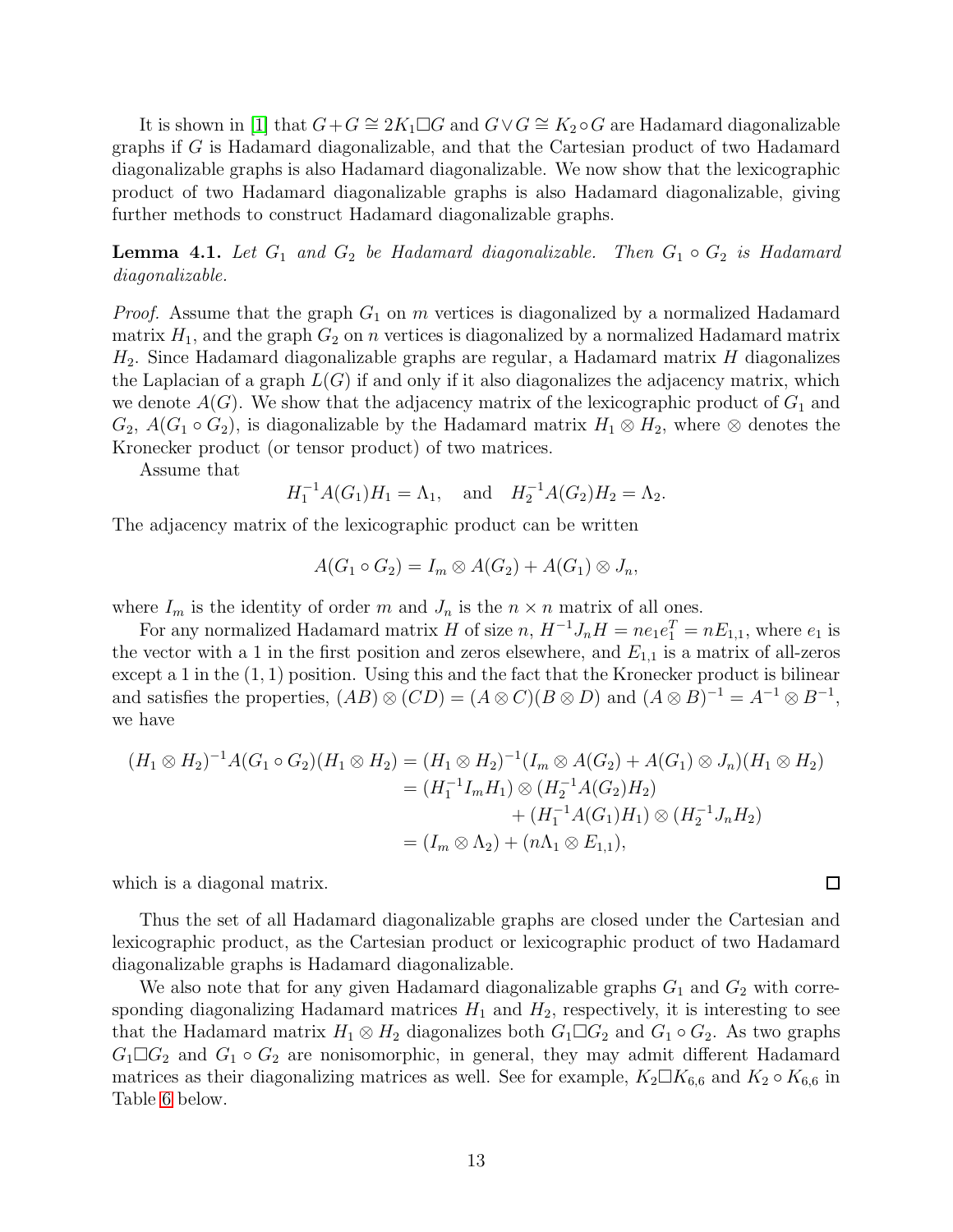It is shown in [1] that $G+G \cong 2K_1 \square G$ and $G \vee G \cong K_2 \circ G$ are Hadamard diagonalizable graphs if $G$ is Hadamard diagonalizable, and that the Cartesian product of two Hadamard diagonalizable graphs is also Hadamard diagonalizable. We now show that the lexicographic product of two Hadamard diagonalizable graphs is also Hadamard diagonalizable, giving further methods to construct Hadamard diagonalizable graphs.

**Lemma 4.1.** *Let $G_1$ and $G_2$ be Hadamard diagonalizable. Then $G_1 \circ G_2$ is Hadamard diagonalizable.*

*Proof.* Assume that the graph $G_1$ on $m$ vertices is diagonalized by a normalized Hadamard matrix $H_1$, and the graph $G_2$ on $n$ vertices is diagonalized by a normalized Hadamard matrix $H_2$. Since Hadamard diagonalizable graphs are regular, a Hadamard matrix $H$ diagonalizes the Laplacian of a graph $L(G)$ if and only if it also diagonalizes the adjacency matrix, which we denote $A(G)$. We show that the adjacency matrix of the lexicographic product of $G_1$ and $G_2$, $A(G_1 \circ G_2)$, is diagonalizable by the Hadamard matrix $H_1 \otimes H_2$, where $\otimes$ denotes the Kronecker product (or tensor product) of two matrices.

Assume that

$$H_1^{-1} A(G_1) H_1 = \Lambda_1, \quad \text{and} \quad H_2^{-1} A(G_2) H_2 = \Lambda_2.$$

The adjacency matrix of the lexicographic product can be written

$$A(G_1 \circ G_2) = I_m \otimes A(G_2) + A(G_1) \otimes J_n,$$

where $I_m$ is the identity of order $m$ and $J_n$ is the $n \times n$ matrix of all ones.

For any normalized Hadamard matrix $H$ of size $n$, $H^{-1} J_n H = n e_1 e_1^T = n E_{1,1}$, where $e_1$ is the vector with a 1 in the first position and zeros elsewhere, and $E_{1,1}$ is a matrix of all-zeros except a 1 in the $(1,1)$ position. Using this and the fact that the Kronecker product is bilinear and satisfies the properties, $(AB) \otimes (CD) = (A \otimes C)(B \otimes D)$ and $(A \otimes B)^{-1} = A^{-1} \otimes B^{-1}$, we have

$$\begin{aligned}
(H_1 \otimes H_2)^{-1} A(G_1 \circ G_2)(H_1 \otimes H_2) &= (H_1 \otimes H_2)^{-1}(I_m \otimes A(G_2) + A(G_1) \otimes J_n)(H_1 \otimes H_2) \\
&= (H_1^{-1} I_m H_1) \otimes (H_2^{-1} A(G_2) H_2) \\
&\quad + (H_1^{-1} A(G_1) H_1) \otimes (H_2^{-1} J_n H_2) \\
&= (I_m \otimes \Lambda_2) + (n \Lambda_1 \otimes E_{1,1}),
\end{aligned}$$

which is a diagonal matrix. $\square$

Thus the set of all Hadamard diagonalizable graphs are closed under the Cartesian and lexicographic product, as the Cartesian product or lexicographic product of two Hadamard diagonalizable graphs is Hadamard diagonalizable.

We also note that for any given Hadamard diagonalizable graphs $G_1$ and $G_2$ with corresponding diagonalizing Hadamard matrices $H_1$ and $H_2$, respectively, it is interesting to see that the Hadamard matrix $H_1 \otimes H_2$ diagonalizes both $G_1 \square G_2$ and $G_1 \circ G_2$. As two graphs $G_1 \square G_2$ and $G_1 \circ G_2$ are nonisomorphic, in general, they may admit different Hadamard matrices as their diagonalizing matrices as well. See for example, $K_2 \square K_{6,6}$ and $K_2 \circ K_{6,6}$ in Table 6 below.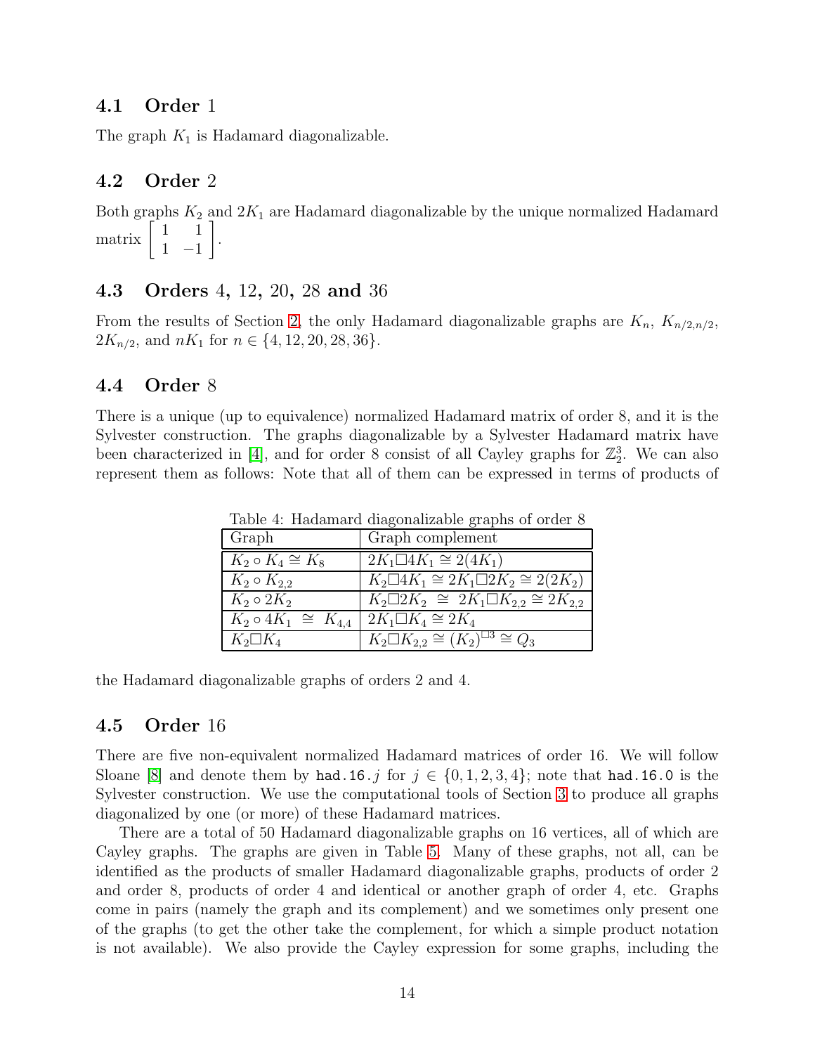### 4.1 Order 1

The graph $K_1$ is Hadamard diagonalizable.

### 4.2 Order 2

Both graphs $K_2$ and $2K_1$ are Hadamard diagonalizable by the unique normalized Hadamard matrix $\begin{bmatrix} 1 & 1 \\ 1 & -1 \end{bmatrix}$.

### 4.3 Orders 4, 12, 20, 28 and 36

From the results of Section 2, the only Hadamard diagonalizable graphs are $K_n$, $K_{n/2,n/2}$, $2K_{n/2}$, and $nK_1$ for $n \in \{4, 12, 20, 28, 36\}$.

### 4.4 Order 8

There is a unique (up to equivalence) normalized Hadamard matrix of order 8, and it is the Sylvester construction. The graphs diagonalizable by a Sylvester Hadamard matrix have been characterized in [4], and for order 8 consist of all Cayley graphs for $\mathbb{Z}_2^3$. We can also represent them as follows: Note that all of them can be expressed in terms of products of the Hadamard diagonalizable graphs of orders 2 and 4.

Table 4: Hadamard diagonalizable graphs of order 8

| Graph | Graph complement |
|---|---|
| $K_2 \circ K_4 \cong K_8$ | $2K_1 \square 4K_1 \cong 2(4K_1)$ |
| $K_2 \circ K_{2,2}$ | $K_2 \square 4K_1 \cong 2K_1 \square 2K_2 \cong 2(2K_2)$ |
| $K_2 \circ 2K_2$ | $K_2 \square 2K_2 \cong 2K_1 \square K_{2,2} \cong 2K_{2,2}$ |
| $K_2 \circ 4K_1 \cong K_{4,4}$ | $2K_1 \square K_4 \cong 2K_4$ |
| $K_2 \square K_4$ | $K_2 \square K_{2,2} \cong (K_2)^{\square 3} \cong Q_3$ |

### 4.5 Order 16

There are five non-equivalent normalized Hadamard matrices of order 16. We will follow Sloane [8] and denote them by `had.16.`$j$ for $j \in \{0, 1, 2, 3, 4\}$; note that `had.16.0` is the Sylvester construction. We use the computational tools of Section 3 to produce all graphs diagonalized by one (or more) of these Hadamard matrices.

There are a total of 50 Hadamard diagonalizable graphs on 16 vertices, all of which are Cayley graphs. The graphs are given in Table 5. Many of these graphs, not all, can be identified as the products of smaller Hadamard diagonalizable graphs, products of order 2 and order 8, products of order 4 and identical or another graph of order 4, etc. Graphs come in pairs (namely the graph and its complement) and we sometimes only present one of the graphs (to get the other take the complement, for which a simple product notation is not available). We also provide the Cayley expression for some graphs, including the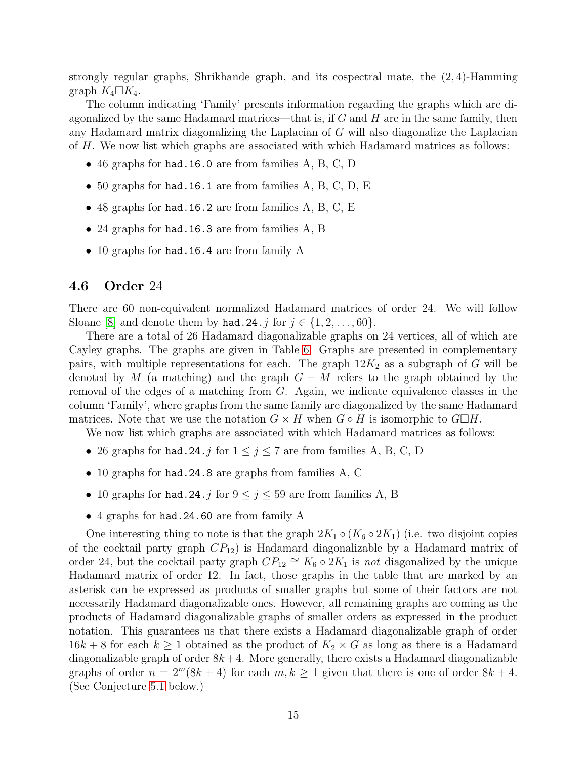strongly regular graphs, Shrikhande graph, and its cospectral mate, the $(2,4)$-Hamming graph $K_4 \square K_4$.

The column indicating 'Family' presents information regarding the graphs which are diagonalized by the same Hadamard matrices—that is, if $G$ and $H$ are in the same family, then any Hadamard matrix diagonalizing the Laplacian of $G$ will also diagonalize the Laplacian of $H$. We now list which graphs are associated with which Hadamard matrices as follows:

- 46 graphs for `had.16.0` are from families A, B, C, D
- 50 graphs for `had.16.1` are from families A, B, C, D, E
- 48 graphs for `had.16.2` are from families A, B, C, E
- 24 graphs for `had.16.3` are from families A, B
- 10 graphs for `had.16.4` are from family A

### 4.6 Order 24

There are 60 non-equivalent normalized Hadamard matrices of order 24. We will follow Sloane [8] and denote them by `had.24.`$j$ for $j \in \{1, 2, \ldots, 60\}$.

There are a total of 26 Hadamard diagonalizable graphs on 24 vertices, all of which are Cayley graphs. The graphs are given in Table 6. Graphs are presented in complementary pairs, with multiple representations for each. The graph $12K_2$ as a subgraph of $G$ will be denoted by $M$ (a matching) and the graph $G - M$ refers to the graph obtained by the removal of the edges of a matching from $G$. Again, we indicate equivalence classes in the column 'Family', where graphs from the same family are diagonalized by the same Hadamard matrices. Note that we use the notation $G \times H$ when $G \circ H$ is isomorphic to $G \square H$.

We now list which graphs are associated with which Hadamard matrices as follows:

- 26 graphs for `had.24.`$j$ for $1 \leq j \leq 7$ are from families A, B, C, D
- 10 graphs for `had.24.8` are graphs from families A, C
- 10 graphs for `had.24.`$j$ for $9 \leq j \leq 59$ are from families A, B
- 4 graphs for `had.24.60` are from family A

One interesting thing to note is that the graph $2K_1 \circ (K_6 \circ 2K_1)$ (i.e. two disjoint copies of the cocktail party graph $CP_{12}$) is Hadamard diagonalizable by a Hadamard matrix of order 24, but the cocktail party graph $CP_{12} \cong K_6 \circ 2K_1$ is *not* diagonalized by the unique Hadamard matrix of order 12. In fact, those graphs in the table that are marked by an asterisk can be expressed as products of smaller graphs but some of their factors are not necessarily Hadamard diagonalizable ones. However, all remaining graphs are coming as the products of Hadamard diagonalizable graphs of smaller orders as expressed in the product notation. This guarantees us that there exists a Hadamard diagonalizable graph of order $16k + 8$ for each $k \geq 1$ obtained as the product of $K_2 \times G$ as long as there is a Hadamard diagonalizable graph of order $8k+4$. More generally, there exists a Hadamard diagonalizable graphs of order $n = 2^m(8k + 4)$ for each $m, k \geq 1$ given that there is one of order $8k + 4$. (See Conjecture 5.1 below.)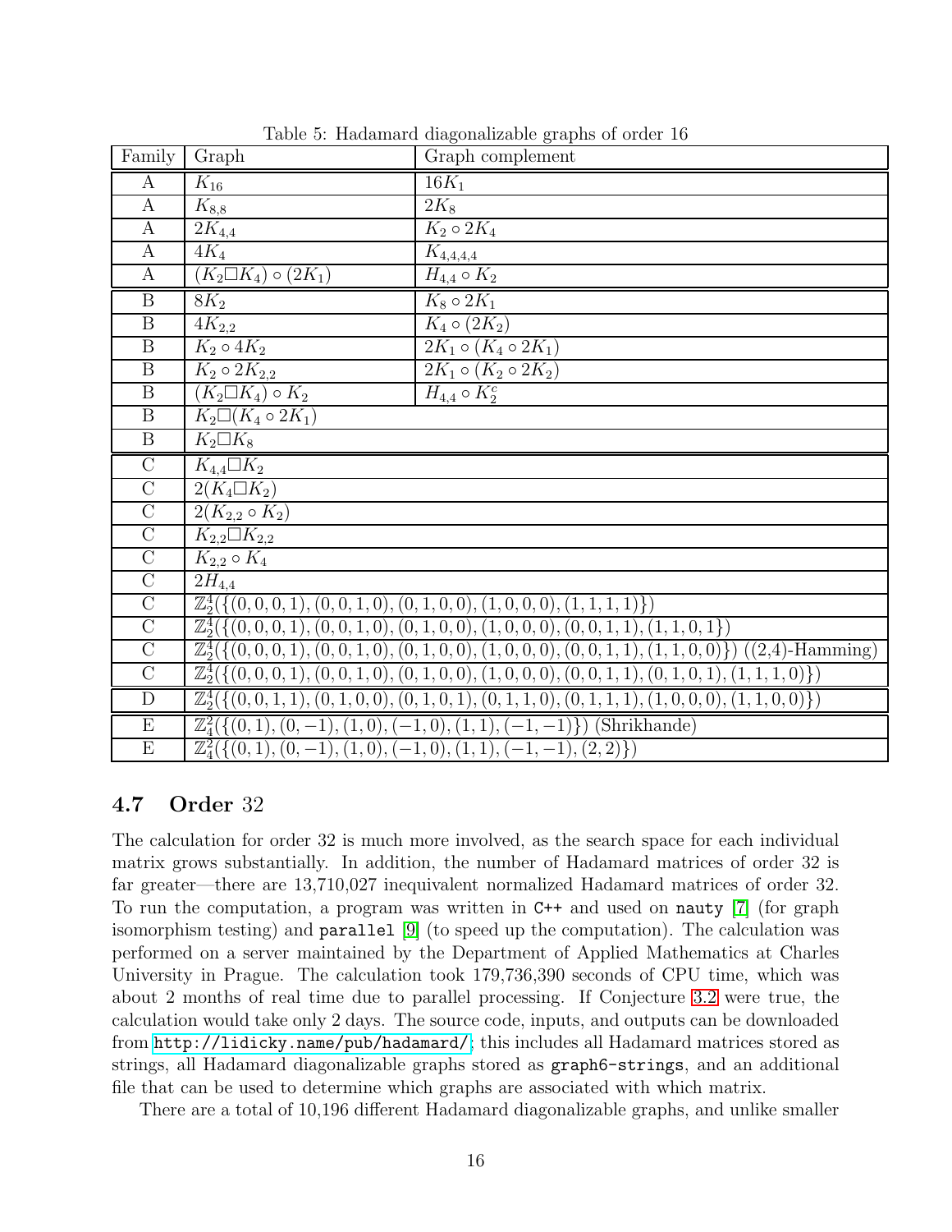Table 5: Hadamard diagonalizable graphs of order 16

| Family | Graph | Graph complement |
|---|---|---|
| A | $K_{16}$ | $16K_1$ |
| A | $K_{8,8}$ | $2K_8$ |
| A | $2K_{4,4}$ | $K_2 \circ 2K_4$ |
| A | $4K_4$ | $K_{4,4,4,4}$ |
| A | $(K_2 \square K_4) \circ (2K_1)$ | $H_{4,4} \circ K_2$ |
| B | $8K_2$ | $K_8 \circ 2K_1$ |
| B | $4K_{2,2}$ | $K_4 \circ (2K_2)$ |
| B | $K_2 \circ 4K_2$ | $2K_1 \circ (K_4 \circ 2K_1)$ |
| B | $K_2 \circ 2K_{2,2}$ | $2K_1 \circ (K_2 \circ 2K_2)$ |
| B | $(K_2 \square K_4) \circ K_2$ | $H_{4,4} \circ K_2^c$ |
| B | $K_2 \square (K_4 \circ 2K_1)$ | |
| B | $K_2 \square K_8$ | |
| C | $K_{4,4} \square K_2$ | |
| C | $2(K_4 \square K_2)$ | |
| C | $2(K_{2,2} \circ K_2)$ | |
| C | $K_{2,2} \square K_{2,2}$ | |
| C | $K_{2,2} \circ K_4$ | |
| C | $2H_{4,4}$ | |
| C | $\mathbb{Z}_2^4(\{(0,0,0,1),(0,0,1,0),(0,1,0,0),(1,0,0,0),(1,1,1,1)\})$ | |
| C | $\mathbb{Z}_2^4(\{(0,0,0,1),(0,0,1,0),(0,1,0,0),(1,0,0,0),(0,0,1,1),(1,1,0,1\})$ | |
| C | $\mathbb{Z}_2^4(\{(0,0,0,1),(0,0,1,0),(0,1,0,0),(1,0,0,0),(0,0,1,1),(1,1,0,0)\})$ ((2,4)-Hamming) | |
| C | $\mathbb{Z}_2^4(\{(0,0,0,1),(0,0,1,0),(0,1,0,0),(1,0,0,0),(0,0,1,1),(0,1,0,1),(1,1,1,0)\})$ | |
| D | $\mathbb{Z}_2^4(\{(0,0,1,1),(0,1,0,0),(0,1,0,1),(0,1,1,0),(0,1,1,1),(1,0,0,0),(1,1,0,0)\})$ | |
| E | $\mathbb{Z}_4^2(\{(0,1),(0,-1),(1,0),(-1,0),(1,1),(-1,-1)\})$ (Shrikhande) | |
| E | $\mathbb{Z}_4^2(\{(0,1),(0,-1),(1,0),(-1,0),(1,1),(-1,-1),(2,2)\})$ | |

### 4.7 Order 32

The calculation for order 32 is much more involved, as the search space for each individual matrix grows substantially. In addition, the number of Hadamard matrices of order 32 is far greater—there are 13,710,027 inequivalent normalized Hadamard matrices of order 32. To run the computation, a program was written in `C++` and used on `nauty` [7] (for graph isomorphism testing) and `parallel` [9] (to speed up the computation). The calculation was performed on a server maintained by the Department of Applied Mathematics at Charles University in Prague. The calculation took 179,736,390 seconds of CPU time, which was about 2 months of real time due to parallel processing. If Conjecture 3.2 were true, the calculation would take only 2 days. The source code, inputs, and outputs can be downloaded from `http://lidicky.name/pub/hadamard/`; this includes all Hadamard matrices stored as strings, all Hadamard diagonalizable graphs stored as `graph6-strings`, and an additional file that can be used to determine which graphs are associated with which matrix.

There are a total of 10,196 different Hadamard diagonalizable graphs, and unlike smaller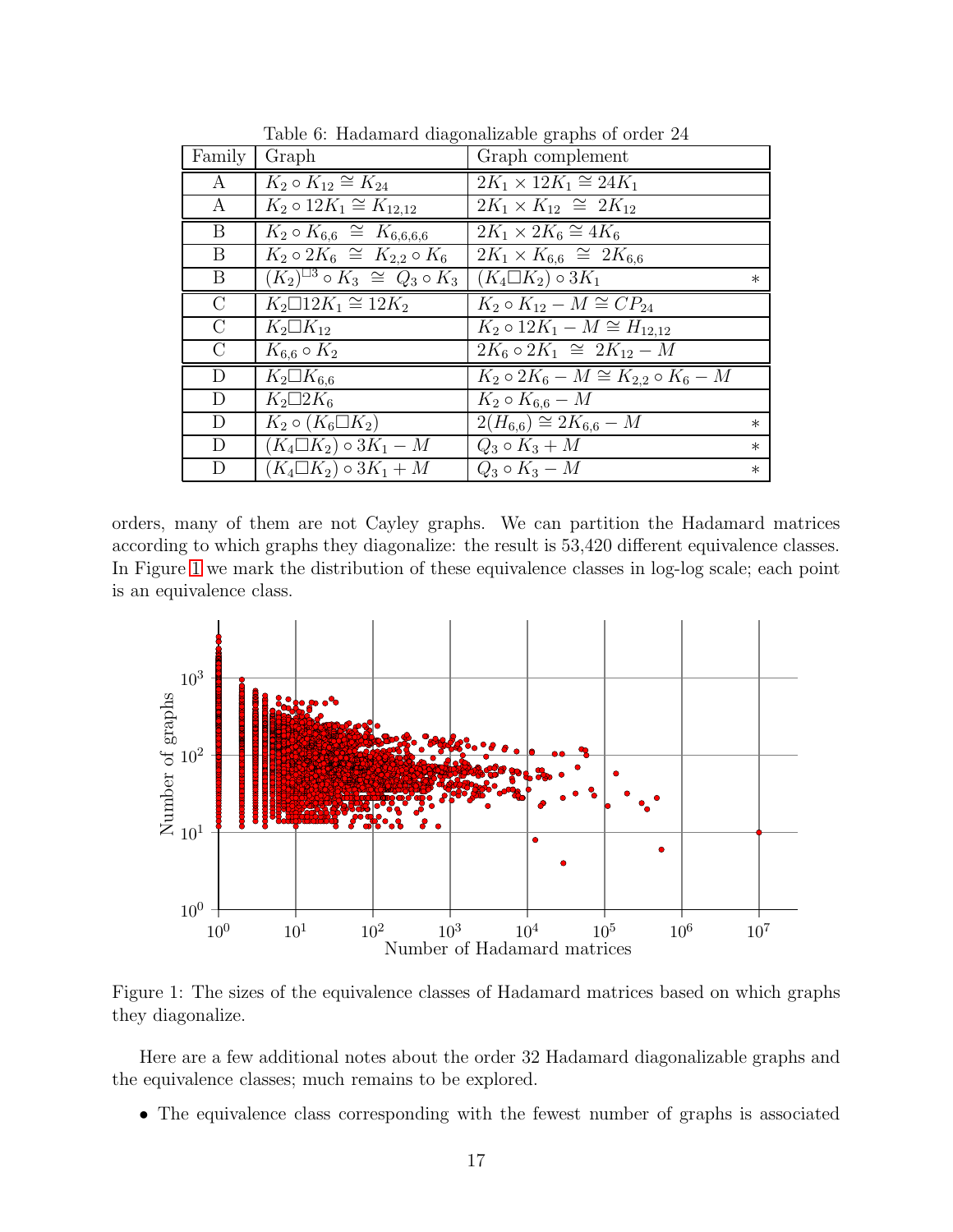Table 6: Hadamard diagonalizable graphs of order 24

| Family | Graph | Graph complement | |
|---|---|---|---|
| A | $K_2 \circ K_{12} \cong K_{24}$ | $2K_1 \times 12K_1 \cong 24K_1$ | |
| A | $K_2 \circ 12K_1 \cong K_{12,12}$ | $2K_1 \times K_{12} \cong 2K_{12}$ | |
| B | $K_2 \circ K_{6,6} \cong K_{6,6,6,6}$ | $2K_1 \times 2K_6 \cong 4K_6$ | |
| B | $K_2 \circ 2K_6 \cong K_{2,2} \circ K_6$ | $2K_1 \times K_{6,6} \cong 2K_{6,6}$ | |
| B | $(K_2)^{\square 3} \circ K_3 \cong Q_3 \circ K_3$ | $(K_4 \square K_2) \circ 3K_1$ | * |
| C | $K_2 \square 12K_1 \cong 12K_2$ | $K_2 \circ K_{12} - M \cong CP_{24}$ | |
| C | $K_2 \square K_{12}$ | $K_2 \circ 12K_1 - M \cong H_{12,12}$ | |
| C | $K_{6,6} \circ K_2$ | $2K_6 \circ 2K_1 \cong 2K_{12} - M$ | |
| D | $K_2 \square K_{6,6}$ | $K_2 \circ 2K_6 - M \cong K_{2,2} \circ K_6 - M$ | |
| D | $K_2 \square 2K_6$ | $K_2 \circ K_{6,6} - M$ | |
| D | $K_2 \circ (K_6 \square K_2)$ | $2(H_{6,6}) \cong 2K_{6,6} - M$ | * |
| D | $(K_4 \square K_2) \circ 3K_1 - M$ | $Q_3 \circ K_3 + M$ | * |
| D | $(K_4 \square K_2) \circ 3K_1 + M$ | $Q_3 \circ K_3 - M$ | * |

orders, many of them are not Cayley graphs. We can partition the Hadamard matrices according to which graphs they diagonalize: the result is 53,420 different equivalence classes. In Figure 1 we mark the distribution of these equivalence classes in log-log scale; each point is an equivalence class.

Figure 1: The sizes of the equivalence classes of Hadamard matrices based on which graphs they diagonalize.

Here are a few additional notes about the order 32 Hadamard diagonalizable graphs and the equivalence classes; much remains to be explored.

- The equivalence class corresponding with the fewest number of graphs is associated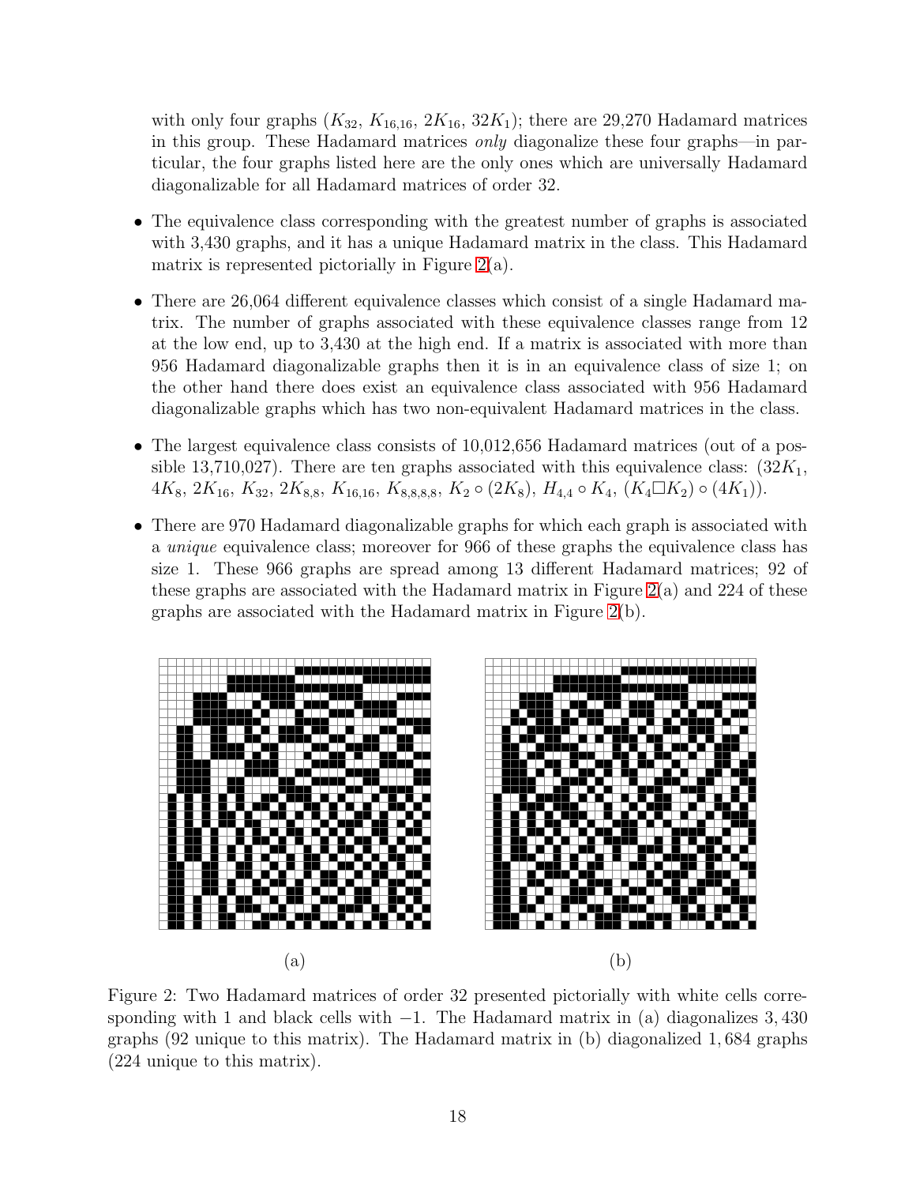with only four graphs ($K_{32}$, $K_{16,16}$, $2K_{16}$, $32K_1$); there are 29,270 Hadamard matrices in this group. These Hadamard matrices *only* diagonalize these four graphs—in particular, the four graphs listed here are the only ones which are universally Hadamard diagonalizable for all Hadamard matrices of order 32.

- The equivalence class corresponding with the greatest number of graphs is associated with 3,430 graphs, and it has a unique Hadamard matrix in the class. This Hadamard matrix is represented pictorially in Figure 2(a).
- There are 26,064 different equivalence classes which consist of a single Hadamard matrix. The number of graphs associated with these equivalence classes range from 12 at the low end, up to 3,430 at the high end. If a matrix is associated with more than 956 Hadamard diagonalizable graphs then it is in an equivalence class of size 1; on the other hand there does exist an equivalence class associated with 956 Hadamard diagonalizable graphs which has two non-equivalent Hadamard matrices in the class.
- The largest equivalence class consists of 10,012,656 Hadamard matrices (out of a possible 13,710,027). There are ten graphs associated with this equivalence class: ($32K_1$, $4K_8$, $2K_{16}$, $K_{32}$, $2K_{8,8}$, $K_{16,16}$, $K_{8,8,8,8}$, $K_2 \circ (2K_8)$, $H_{4,4} \circ K_4$, $(K_4 \square K_2) \circ (4K_1)$).
- There are 970 Hadamard diagonalizable graphs for which each graph is associated with a *unique* equivalence class; moreover for 966 of these graphs the equivalence class has size 1. These 966 graphs are spread among 13 different Hadamard matrices; 92 of these graphs are associated with the Hadamard matrix in Figure 2(a) and 224 of these graphs are associated with the Hadamard matrix in Figure 2(b).

(a) (b)

Figure 2: Two Hadamard matrices of order 32 presented pictorially with white cells corresponding with 1 and black cells with $-1$. The Hadamard matrix in (a) diagonalizes 3,430 graphs (92 unique to this matrix). The Hadamard matrix in (b) diagonalized 1,684 graphs (224 unique to this matrix).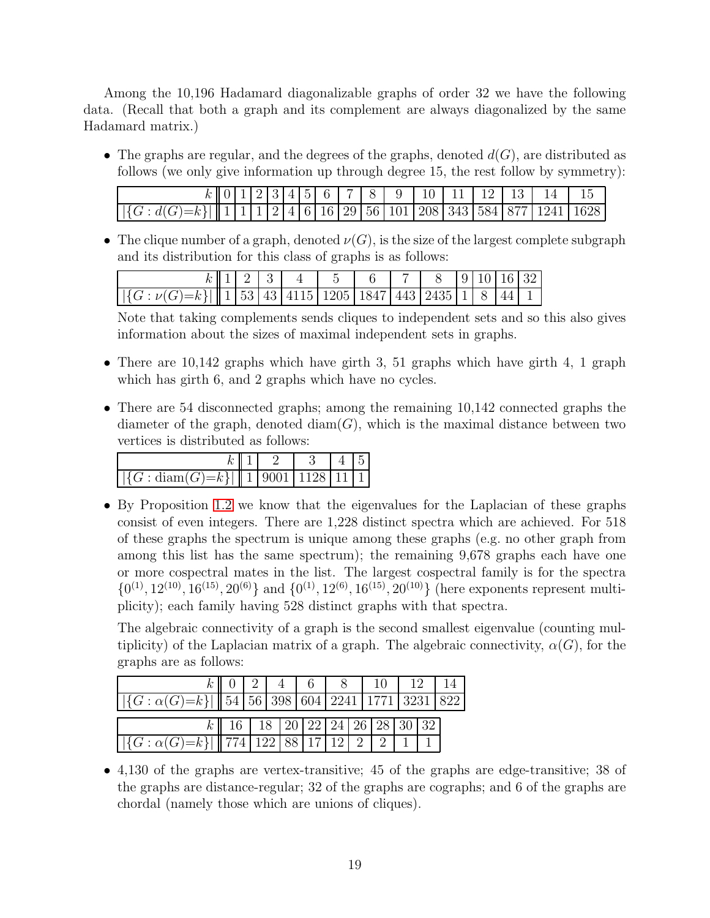Among the 10,196 Hadamard diagonalizable graphs of order 32 we have the following data. (Recall that both a graph and its complement are always diagonalized by the same Hadamard matrix.)

- The graphs are regular, and the degrees of the graphs, denoted $d(G)$, are distributed as follows (we only give information up through degree 15, the rest follow by symmetry):

| $k$ | 0 | 1 | 2 | 3 | 4 | 5 | 6 | 7 | 8 | 9 | 10 | 11 | 12 | 13 | 14 | 15 |
|---|---|---|---|---|---|---|---|---|---|---|---|---|---|---|---|---|
| $\lvert\{G : d(G)=k\}\rvert$ | 1 | 1 | 1 | 2 | 4 | 6 | 16 | 29 | 56 | 101 | 208 | 343 | 584 | 877 | 1241 | 1628 |

- The clique number of a graph, denoted $\nu(G)$, is the size of the largest complete subgraph and its distribution for this class of graphs is as follows:

| $k$ | 1 | 2 | 3 | 4 | 5 | 6 | 7 | 8 | 9 | 10 | 16 | 32 |
|---|---|---|---|---|---|---|---|---|---|---|---|---|
| $\lvert\{G : \nu(G)=k\}\rvert$ | 1 | 53 | 43 | 4115 | 1205 | 1847 | 443 | 2435 | 1 | 8 | 44 | 1 |

  Note that taking complements sends cliques to independent sets and so this also gives information about the sizes of maximal independent sets in graphs.

- There are 10,142 graphs which have girth 3, 51 graphs which have girth 4, 1 graph which has girth 6, and 2 graphs which have no cycles.

- There are 54 disconnected graphs; among the remaining 10,142 connected graphs the diameter of the graph, denoted $\text{diam}(G)$, which is the maximal distance between two vertices is distributed as follows:

| $k$ | 1 | 2 | 3 | 4 | 5 |
|---|---|---|---|---|---|
| $\lvert\{G : \text{diam}(G)=k\}\rvert$ | 1 | 9001 | 1128 | 11 | 1 |

- By Proposition 1.2 we know that the eigenvalues for the Laplacian of these graphs consist of even integers. There are 1,228 distinct spectra which are achieved. For 518 of these graphs the spectrum is unique among these graphs (e.g. no other graph from among this list has the same spectrum); the remaining 9,678 graphs each have one or more cospectral mates in the list. The largest cospectral family is for the spectra $\{0^{(1)}, 12^{(10)}, 16^{(15)}, 20^{(6)}\}$ and $\{0^{(1)}, 12^{(6)}, 16^{(15)}, 20^{(10)}\}$ (here exponents represent multiplicity); each family having 528 distinct graphs with that spectra.

  The algebraic connectivity of a graph is the second smallest eigenvalue (counting multiplicity) of the Laplacian matrix of a graph. The algebraic connectivity, $\alpha(G)$, for the graphs are as follows:

| $k$ | 0 | 2 | 4 | 6 | 8 | 10 | 12 | 14 |
|---|---|---|---|---|---|---|---|---|
| $\lvert\{G : \alpha(G)=k\}\rvert$ | 54 | 56 | 398 | 604 | 2241 | 1771 | 3231 | 822 |

| $k$ | 16 | 18 | 20 | 22 | 24 | 26 | 28 | 30 | 32 |
|---|---|---|---|---|---|---|---|---|---|
| $\lvert\{G : \alpha(G)=k\}\rvert$ | 774 | 122 | 88 | 17 | 12 | 2 | 2 | 1 | 1 |

- 4,130 of the graphs are vertex-transitive; 45 of the graphs are edge-transitive; 38 of the graphs are distance-regular; 32 of the graphs are cographs; and 6 of the graphs are chordal (namely those which are unions of cliques).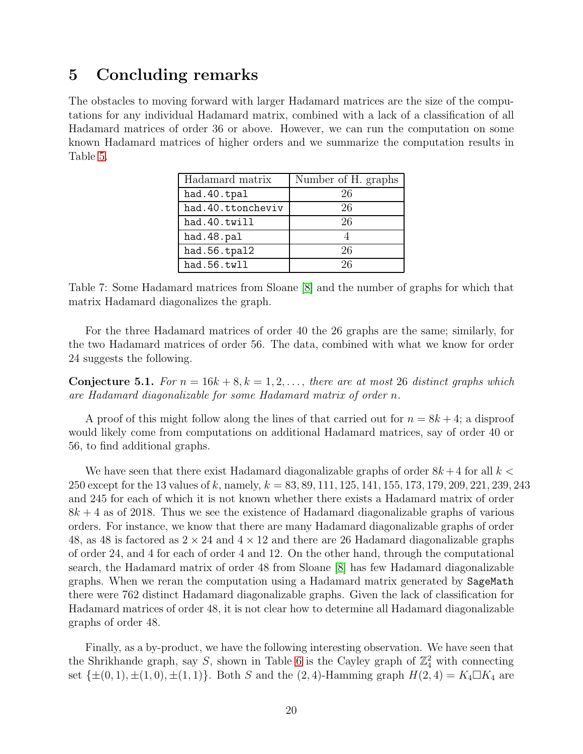## 5 Concluding remarks

The obstacles to moving forward with larger Hadamard matrices are the size of the computations for any individual Hadamard matrix, combined with a lack of a classification of all Hadamard matrices of order 36 or above. However, we can run the computation on some known Hadamard matrices of higher orders and we summarize the computation results in Table 5.

| Hadamard matrix | Number of H. graphs |
|---|---|
| `had.40.tpal` | 26 |
| `had.40.ttoncheviv` | 26 |
| `had.40.twill` | 26 |
| `had.48.pal` | 4 |
| `had.56.tpal2` | 26 |
| `had.56.twll` | 26 |

Table 7: Some Hadamard matrices from Sloane [8] and the number of graphs for which that matrix Hadamard diagonalizes the graph.

For the three Hadamard matrices of order 40 the 26 graphs are the same; similarly, for the two Hadamard matrices of order 56. The data, combined with what we know for order 24 suggests the following.

**Conjecture 5.1.** *For $n = 16k + 8, k = 1, 2, \dots,$ there are at most 26 distinct graphs which are Hadamard diagonalizable for some Hadamard matrix of order $n$.*

A proof of this might follow along the lines of that carried out for $n = 8k + 4$; a disproof would likely come from computations on additional Hadamard matrices, say of order 40 or 56, to find additional graphs.

We have seen that there exist Hadamard diagonalizable graphs of order $8k+4$ for all $k < 250$ except for the 13 values of $k$, namely, $k = 83, 89, 111, 125, 141, 155, 173, 179, 209, 221, 239, 243$ and 245 for each of which it is not known whether there exists a Hadamard matrix of order $8k + 4$ as of 2018. Thus we see the existence of Hadamard diagonalizable graphs of various orders. For instance, we know that there are many Hadamard diagonalizable graphs of order 48, as 48 is factored as $2 \times 24$ and $4 \times 12$ and there are 26 Hadamard diagonalizable graphs of order 24, and 4 for each of order 4 and 12. On the other hand, through the computational search, the Hadamard matrix of order 48 from Sloane [8] has few Hadamard diagonalizable graphs. When we reran the computation using a Hadamard matrix generated by `SageMath` there were 762 distinct Hadamard diagonalizable graphs. Given the lack of classification for Hadamard matrices of order 48, it is not clear how to determine all Hadamard diagonalizable graphs of order 48.

Finally, as a by-product, we have the following interesting observation. We have seen that the Shrikhande graph, say $S$, shown in Table 6 is the Cayley graph of $\mathbb{Z}_4^2$ with connecting set $\{\pm(0, 1), \pm(1, 0), \pm(1, 1)\}$. Both $S$ and the $(2, 4)$-Hamming graph $H(2, 4) = K_4 \square K_4$ are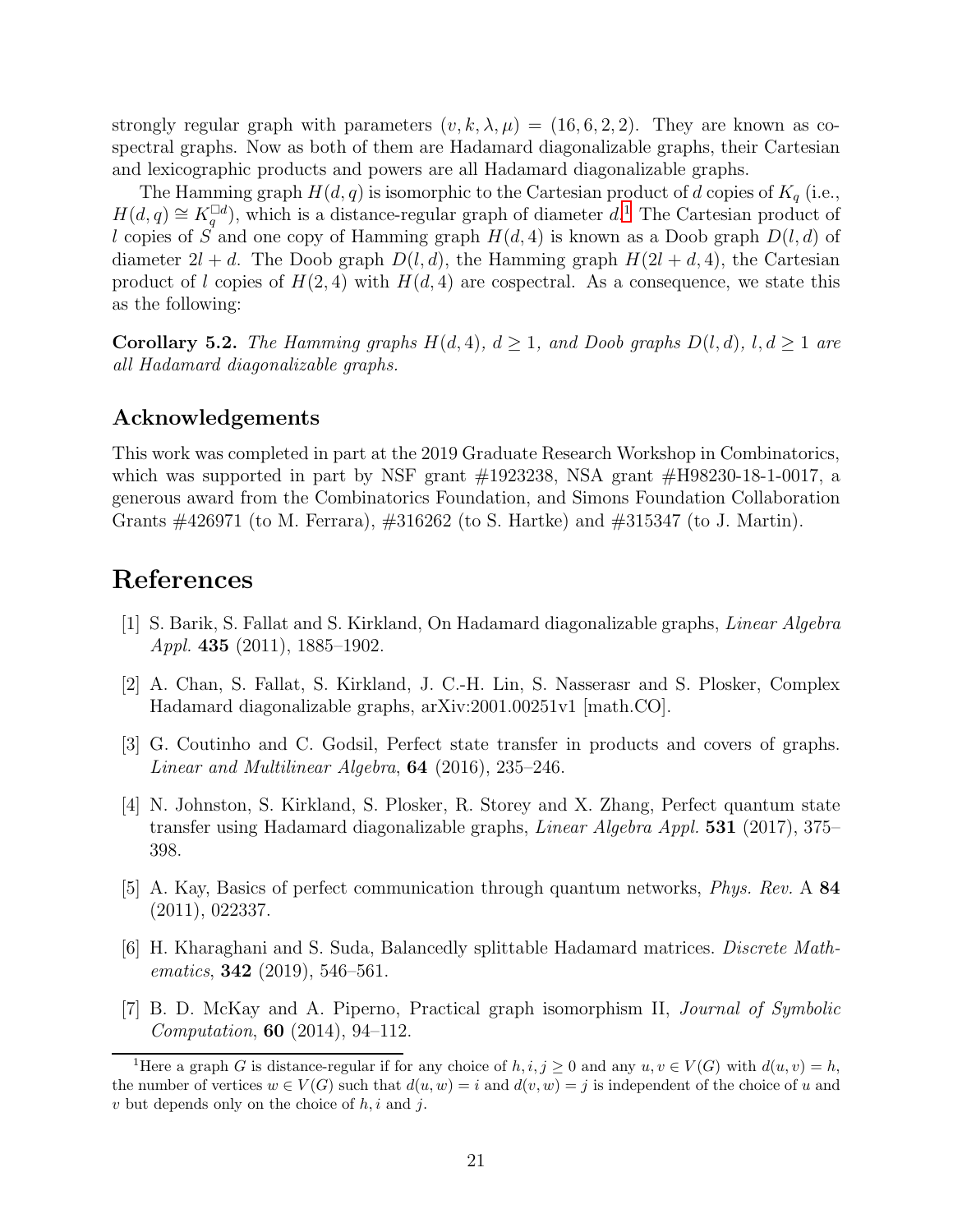strongly regular graph with parameters $(v, k, \lambda, \mu) = (16, 6, 2, 2)$. They are known as cospectral graphs. Now as both of them are Hadamard diagonalizable graphs, their Cartesian and lexicographic products and powers are all Hadamard diagonalizable graphs.

The Hamming graph $H(d, q)$ is isomorphic to the Cartesian product of $d$ copies of $K_q$ (i.e., $H(d, q) \cong K_q^{\square d}$), which is a distance-regular graph of diameter $d$.[1] The Cartesian product of $l$ copies of $S$ and one copy of Hamming graph $H(d, 4)$ is known as a Doob graph $D(l, d)$ of diameter $2l + d$. The Doob graph $D(l, d)$, the Hamming graph $H(2l + d, 4)$, the Cartesian product of $l$ copies of $H(2, 4)$ with $H(d, 4)$ are cospectral. As a consequence, we state this as the following:

**Corollary 5.2.** *The Hamming graphs $H(d, 4)$, $d \geq 1$, and Doob graphs $D(l, d)$, $l, d \geq 1$ are all Hadamard diagonalizable graphs.*

## Acknowledgements

This work was completed in part at the 2019 Graduate Research Workshop in Combinatorics, which was supported in part by NSF grant #1923238, NSA grant #H98230-18-1-0017, a generous award from the Combinatorics Foundation, and Simons Foundation Collaboration Grants #426971 (to M. Ferrara), #316262 (to S. Hartke) and #315347 (to J. Martin).

# References

[1] S. Barik, S. Fallat and S. Kirkland, On Hadamard diagonalizable graphs, *Linear Algebra Appl.* **435** (2011), 1885–1902.

[2] A. Chan, S. Fallat, S. Kirkland, J. C.-H. Lin, S. Nasserasr and S. Plosker, Complex Hadamard diagonalizable graphs, arXiv:2001.00251v1 [math.CO].

[3] G. Coutinho and C. Godsil, Perfect state transfer in products and covers of graphs. *Linear and Multilinear Algebra*, **64** (2016), 235–246.

[4] N. Johnston, S. Kirkland, S. Plosker, R. Storey and X. Zhang, Perfect quantum state transfer using Hadamard diagonalizable graphs, *Linear Algebra Appl.* **531** (2017), 375–398.

[5] A. Kay, Basics of perfect communication through quantum networks, *Phys. Rev.* A **84** (2011), 022337.

[6] H. Kharaghani and S. Suda, Balancedly splittable Hadamard matrices. *Discrete Mathematics*, **342** (2019), 546–561.

[7] B. D. McKay and A. Piperno, Practical graph isomorphism II, *Journal of Symbolic Computation*, **60** (2014), 94–112.

[1] Here a graph $G$ is distance-regular if for any choice of $h, i, j \geq 0$ and any $u, v \in V(G)$ with $d(u, v) = h$, the number of vertices $w \in V(G)$ such that $d(u, w) = i$ and $d(v, w) = j$ is independent of the choice of $u$ and $v$ but depends only on the choice of $h$, $i$ and $j$.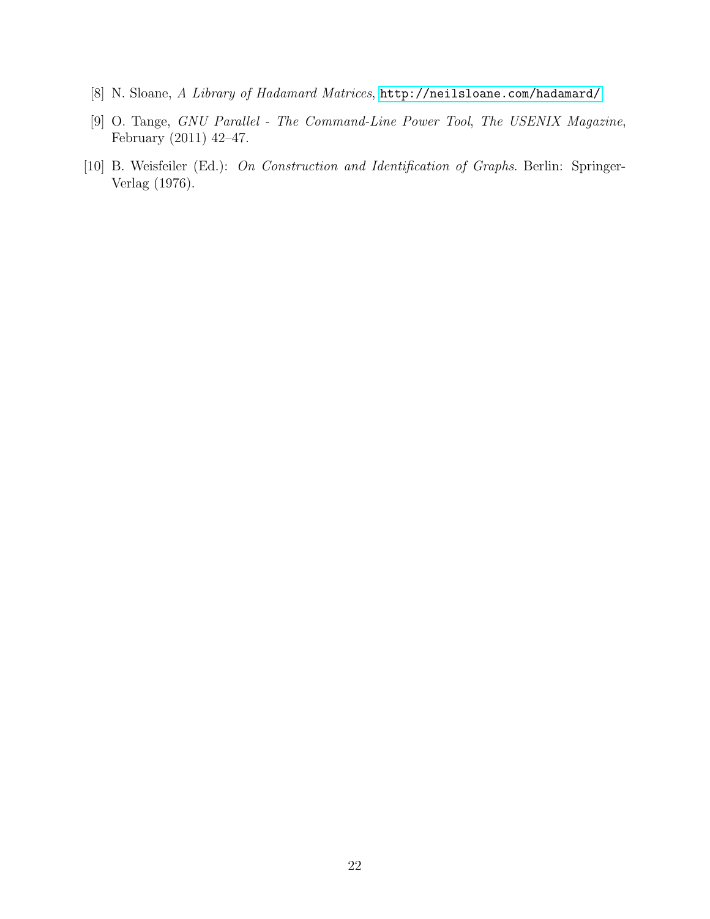[8] N. Sloane, *A Library of Hadamard Matrices*, http://neilsloane.com/hadamard/

[9] O. Tange, *GNU Parallel - The Command-Line Power Tool*, *The USENIX Magazine*, February (2011) 42–47.

[10] B. Weisfeiler (Ed.): *On Construction and Identification of Graphs*. Berlin: Springer-Verlag (1976).